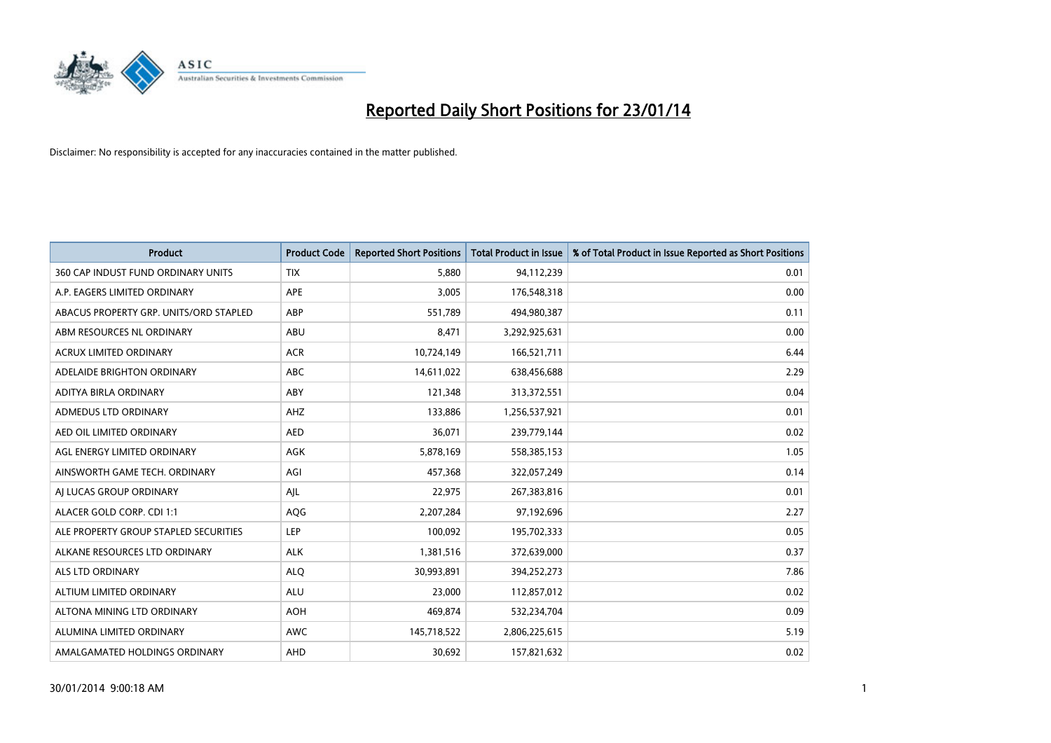# Reported Daily Short Positions for 23/01/14

Disclaimer: No responsibility is accepted for any inaccuracies contained in the matter published.

| Product | Product Code | Reported Short Positions | Total Product in Issue | % of Total Product in Issue Reported as Short Positions |
|---|---|---|---|---|
| 360 CAP INDUST FUND ORDINARY UNITS | TIX | 5,880 | 94,112,239 | 0.01 |
| A.P. EAGERS LIMITED ORDINARY | APE | 3,005 | 176,548,318 | 0.00 |
| ABACUS PROPERTY GRP. UNITS/ORD STAPLED | ABP | 551,789 | 494,980,387 | 0.11 |
| ABM RESOURCES NL ORDINARY | ABU | 8,471 | 3,292,925,631 | 0.00 |
| ACRUX LIMITED ORDINARY | ACR | 10,724,149 | 166,521,711 | 6.44 |
| ADELAIDE BRIGHTON ORDINARY | ABC | 14,611,022 | 638,456,688 | 2.29 |
| ADITYA BIRLA ORDINARY | ABY | 121,348 | 313,372,551 | 0.04 |
| ADMEDUS LTD ORDINARY | AHZ | 133,886 | 1,256,537,921 | 0.01 |
| AED OIL LIMITED ORDINARY | AED | 36,071 | 239,779,144 | 0.02 |
| AGL ENERGY LIMITED ORDINARY | AGK | 5,878,169 | 558,385,153 | 1.05 |
| AINSWORTH GAME TECH. ORDINARY | AGI | 457,368 | 322,057,249 | 0.14 |
| AJ LUCAS GROUP ORDINARY | AJL | 22,975 | 267,383,816 | 0.01 |
| ALACER GOLD CORP. CDI 1:1 | AQG | 2,207,284 | 97,192,696 | 2.27 |
| ALE PROPERTY GROUP STAPLED SECURITIES | LEP | 100,092 | 195,702,333 | 0.05 |
| ALKANE RESOURCES LTD ORDINARY | ALK | 1,381,516 | 372,639,000 | 0.37 |
| ALS LTD ORDINARY | ALQ | 30,993,891 | 394,252,273 | 7.86 |
| ALTIUM LIMITED ORDINARY | ALU | 23,000 | 112,857,012 | 0.02 |
| ALTONA MINING LTD ORDINARY | AOH | 469,874 | 532,234,704 | 0.09 |
| ALUMINA LIMITED ORDINARY | AWC | 145,718,522 | 2,806,225,615 | 5.19 |
| AMALGAMATED HOLDINGS ORDINARY | AHD | 30,692 | 157,821,632 | 0.02 |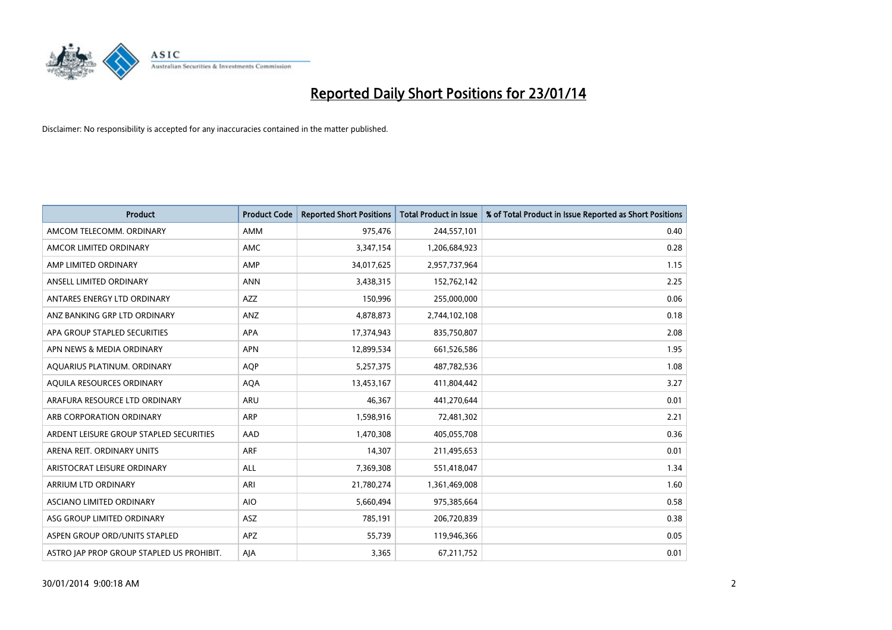# Reported Daily Short Positions for 23/01/14

Disclaimer: No responsibility is accepted for any inaccuracies contained in the matter published.

| Product | Product Code | Reported Short Positions | Total Product in Issue | % of Total Product in Issue Reported as Short Positions |
|---|---|---|---|---|
| AMCOM TELECOMM. ORDINARY | AMM | 975,476 | 244,557,101 | 0.40 |
| AMCOR LIMITED ORDINARY | AMC | 3,347,154 | 1,206,684,923 | 0.28 |
| AMP LIMITED ORDINARY | AMP | 34,017,625 | 2,957,737,964 | 1.15 |
| ANSELL LIMITED ORDINARY | ANN | 3,438,315 | 152,762,142 | 2.25 |
| ANTARES ENERGY LTD ORDINARY | AZZ | 150,996 | 255,000,000 | 0.06 |
| ANZ BANKING GRP LTD ORDINARY | ANZ | 4,878,873 | 2,744,102,108 | 0.18 |
| APA GROUP STAPLED SECURITIES | APA | 17,374,943 | 835,750,807 | 2.08 |
| APN NEWS & MEDIA ORDINARY | APN | 12,899,534 | 661,526,586 | 1.95 |
| AQUARIUS PLATINUM. ORDINARY | AQP | 5,257,375 | 487,782,536 | 1.08 |
| AQUILA RESOURCES ORDINARY | AQA | 13,453,167 | 411,804,442 | 3.27 |
| ARAFURA RESOURCE LTD ORDINARY | ARU | 46,367 | 441,270,644 | 0.01 |
| ARB CORPORATION ORDINARY | ARP | 1,598,916 | 72,481,302 | 2.21 |
| ARDENT LEISURE GROUP STAPLED SECURITIES | AAD | 1,470,308 | 405,055,708 | 0.36 |
| ARENA REIT. ORDINARY UNITS | ARF | 14,307 | 211,495,653 | 0.01 |
| ARISTOCRAT LEISURE ORDINARY | ALL | 7,369,308 | 551,418,047 | 1.34 |
| ARRIUM LTD ORDINARY | ARI | 21,780,274 | 1,361,469,008 | 1.60 |
| ASCIANO LIMITED ORDINARY | AIO | 5,660,494 | 975,385,664 | 0.58 |
| ASG GROUP LIMITED ORDINARY | ASZ | 785,191 | 206,720,839 | 0.38 |
| ASPEN GROUP ORD/UNITS STAPLED | APZ | 55,739 | 119,946,366 | 0.05 |
| ASTRO JAP PROP GROUP STAPLED US PROHIBIT. | AJA | 3,365 | 67,211,752 | 0.01 |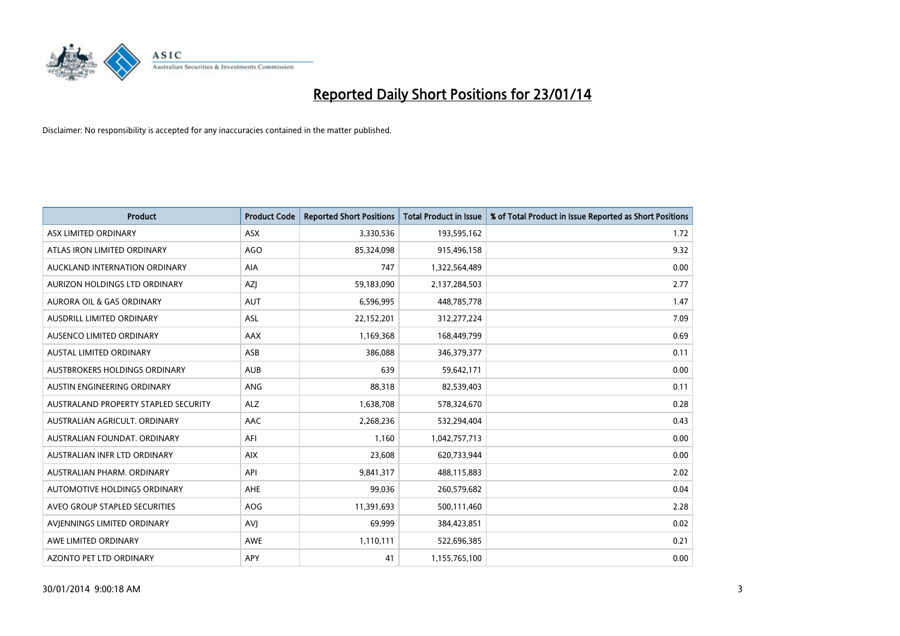# Reported Daily Short Positions for 23/01/14

Disclaimer: No responsibility is accepted for any inaccuracies contained in the matter published.

| Product | Product Code | Reported Short Positions | Total Product in Issue | % of Total Product in Issue Reported as Short Positions |
|---|---|---|---|---|
| ASX LIMITED ORDINARY | ASX | 3,330,536 | 193,595,162 | 1.72 |
| ATLAS IRON LIMITED ORDINARY | AGO | 85,324,098 | 915,496,158 | 9.32 |
| AUCKLAND INTERNATION ORDINARY | AIA | 747 | 1,322,564,489 | 0.00 |
| AURIZON HOLDINGS LTD ORDINARY | AZJ | 59,183,090 | 2,137,284,503 | 2.77 |
| AURORA OIL & GAS ORDINARY | AUT | 6,596,995 | 448,785,778 | 1.47 |
| AUSDRILL LIMITED ORDINARY | ASL | 22,152,201 | 312,277,224 | 7.09 |
| AUSENCO LIMITED ORDINARY | AAX | 1,169,368 | 168,449,799 | 0.69 |
| AUSTAL LIMITED ORDINARY | ASB | 386,088 | 346,379,377 | 0.11 |
| AUSTBROKERS HOLDINGS ORDINARY | AUB | 639 | 59,642,171 | 0.00 |
| AUSTIN ENGINEERING ORDINARY | ANG | 88,318 | 82,539,403 | 0.11 |
| AUSTRALAND PROPERTY STAPLED SECURITY | ALZ | 1,638,708 | 578,324,670 | 0.28 |
| AUSTRALIAN AGRICULT. ORDINARY | AAC | 2,268,236 | 532,294,404 | 0.43 |
| AUSTRALIAN FOUNDAT. ORDINARY | AFI | 1,160 | 1,042,757,713 | 0.00 |
| AUSTRALIAN INFR LTD ORDINARY | AIX | 23,608 | 620,733,944 | 0.00 |
| AUSTRALIAN PHARM. ORDINARY | API | 9,841,317 | 488,115,883 | 2.02 |
| AUTOMOTIVE HOLDINGS ORDINARY | AHE | 99,036 | 260,579,682 | 0.04 |
| AVEO GROUP STAPLED SECURITIES | AOG | 11,391,693 | 500,111,460 | 2.28 |
| AVJENNINGS LIMITED ORDINARY | AVJ | 69,999 | 384,423,851 | 0.02 |
| AWE LIMITED ORDINARY | AWE | 1,110,111 | 522,696,385 | 0.21 |
| AZONTO PET LTD ORDINARY | APY | 41 | 1,155,765,100 | 0.00 |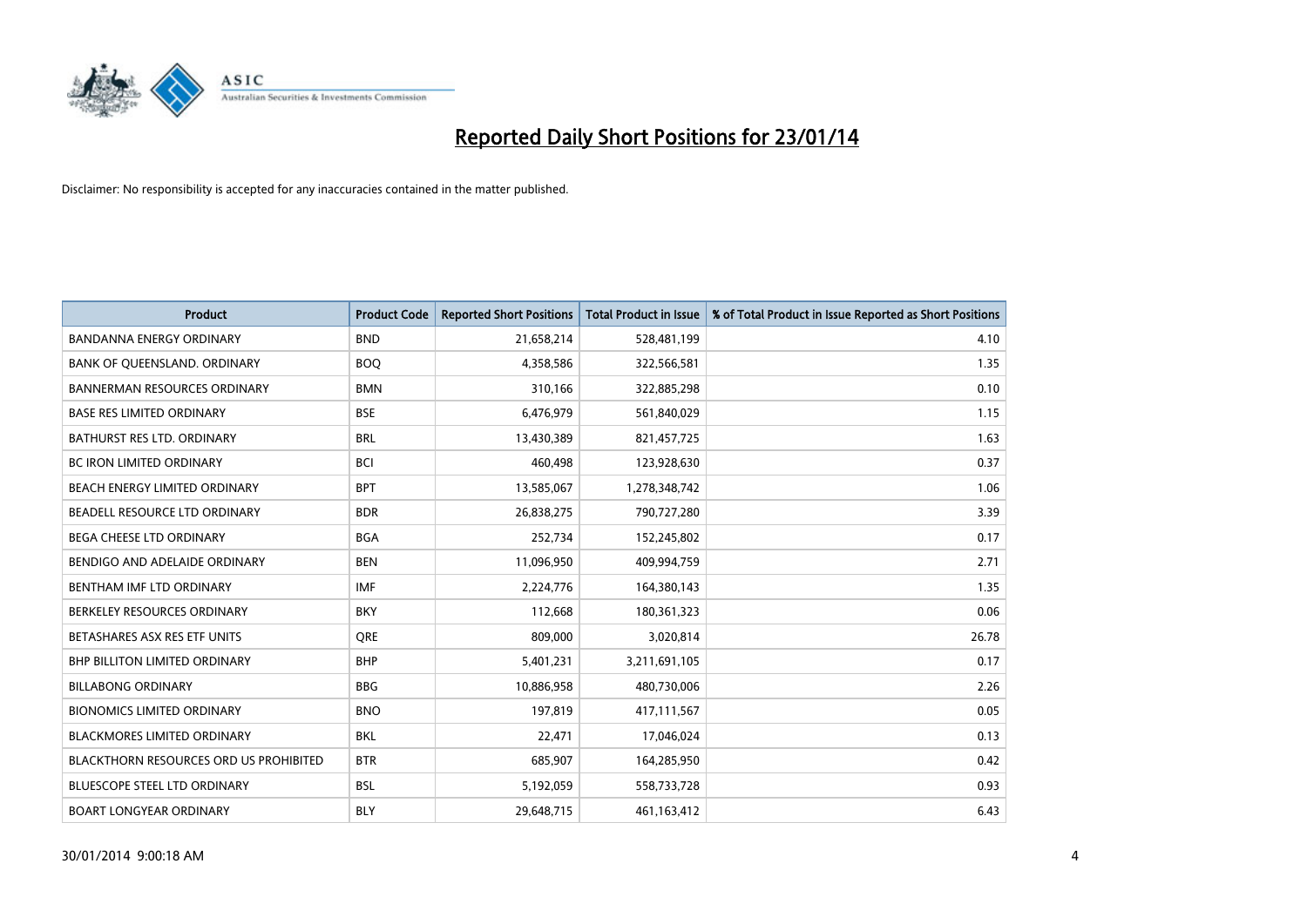# Reported Daily Short Positions for 23/01/14

Disclaimer: No responsibility is accepted for any inaccuracies contained in the matter published.

| Product | Product Code | Reported Short Positions | Total Product in Issue | % of Total Product in Issue Reported as Short Positions |
|---|---|---|---|---|
| BANDANNA ENERGY ORDINARY | BND | 21,658,214 | 528,481,199 | 4.10 |
| BANK OF QUEENSLAND. ORDINARY | BOQ | 4,358,586 | 322,566,581 | 1.35 |
| BANNERMAN RESOURCES ORDINARY | BMN | 310,166 | 322,885,298 | 0.10 |
| BASE RES LIMITED ORDINARY | BSE | 6,476,979 | 561,840,029 | 1.15 |
| BATHURST RES LTD. ORDINARY | BRL | 13,430,389 | 821,457,725 | 1.63 |
| BC IRON LIMITED ORDINARY | BCI | 460,498 | 123,928,630 | 0.37 |
| BEACH ENERGY LIMITED ORDINARY | BPT | 13,585,067 | 1,278,348,742 | 1.06 |
| BEADELL RESOURCE LTD ORDINARY | BDR | 26,838,275 | 790,727,280 | 3.39 |
| BEGA CHEESE LTD ORDINARY | BGA | 252,734 | 152,245,802 | 0.17 |
| BENDIGO AND ADELAIDE ORDINARY | BEN | 11,096,950 | 409,994,759 | 2.71 |
| BENTHAM IMF LTD ORDINARY | IMF | 2,224,776 | 164,380,143 | 1.35 |
| BERKELEY RESOURCES ORDINARY | BKY | 112,668 | 180,361,323 | 0.06 |
| BETASHARES ASX RES ETF UNITS | QRE | 809,000 | 3,020,814 | 26.78 |
| BHP BILLITON LIMITED ORDINARY | BHP | 5,401,231 | 3,211,691,105 | 0.17 |
| BILLABONG ORDINARY | BBG | 10,886,958 | 480,730,006 | 2.26 |
| BIONOMICS LIMITED ORDINARY | BNO | 197,819 | 417,111,567 | 0.05 |
| BLACKMORES LIMITED ORDINARY | BKL | 22,471 | 17,046,024 | 0.13 |
| BLACKTHORN RESOURCES ORD US PROHIBITED | BTR | 685,907 | 164,285,950 | 0.42 |
| BLUESCOPE STEEL LTD ORDINARY | BSL | 5,192,059 | 558,733,728 | 0.93 |
| BOART LONGYEAR ORDINARY | BLY | 29,648,715 | 461,163,412 | 6.43 |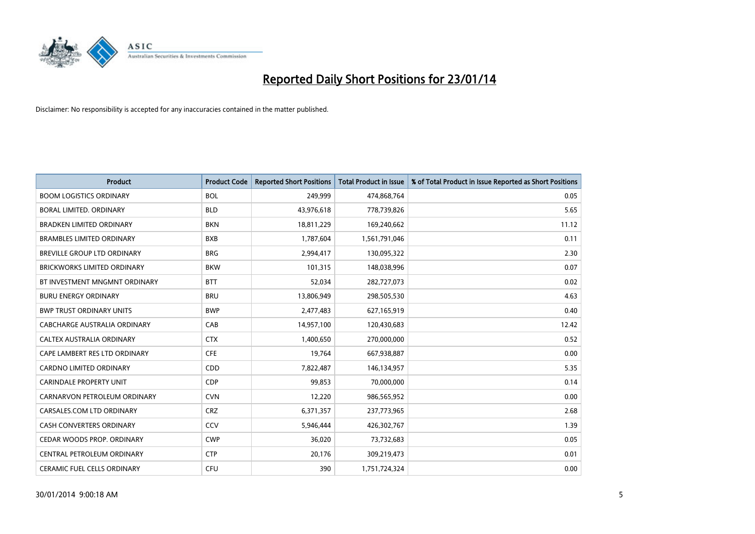# Reported Daily Short Positions for 23/01/14

Disclaimer: No responsibility is accepted for any inaccuracies contained in the matter published.

| Product | Product Code | Reported Short Positions | Total Product in Issue | % of Total Product in Issue Reported as Short Positions |
|---|---|---|---|---|
| BOOM LOGISTICS ORDINARY | BOL | 249,999 | 474,868,764 | 0.05 |
| BORAL LIMITED. ORDINARY | BLD | 43,976,618 | 778,739,826 | 5.65 |
| BRADKEN LIMITED ORDINARY | BKN | 18,811,229 | 169,240,662 | 11.12 |
| BRAMBLES LIMITED ORDINARY | BXB | 1,787,604 | 1,561,791,046 | 0.11 |
| BREVILLE GROUP LTD ORDINARY | BRG | 2,994,417 | 130,095,322 | 2.30 |
| BRICKWORKS LIMITED ORDINARY | BKW | 101,315 | 148,038,996 | 0.07 |
| BT INVESTMENT MNGMNT ORDINARY | BTT | 52,034 | 282,727,073 | 0.02 |
| BURU ENERGY ORDINARY | BRU | 13,806,949 | 298,505,530 | 4.63 |
| BWP TRUST ORDINARY UNITS | BWP | 2,477,483 | 627,165,919 | 0.40 |
| CABCHARGE AUSTRALIA ORDINARY | CAB | 14,957,100 | 120,430,683 | 12.42 |
| CALTEX AUSTRALIA ORDINARY | CTX | 1,400,650 | 270,000,000 | 0.52 |
| CAPE LAMBERT RES LTD ORDINARY | CFE | 19,764 | 667,938,887 | 0.00 |
| CARDNO LIMITED ORDINARY | CDD | 7,822,487 | 146,134,957 | 5.35 |
| CARINDALE PROPERTY UNIT | CDP | 99,853 | 70,000,000 | 0.14 |
| CARNARVON PETROLEUM ORDINARY | CVN | 12,220 | 986,565,952 | 0.00 |
| CARSALES.COM LTD ORDINARY | CRZ | 6,371,357 | 237,773,965 | 2.68 |
| CASH CONVERTERS ORDINARY | CCV | 5,946,444 | 426,302,767 | 1.39 |
| CEDAR WOODS PROP. ORDINARY | CWP | 36,020 | 73,732,683 | 0.05 |
| CENTRAL PETROLEUM ORDINARY | CTP | 20,176 | 309,219,473 | 0.01 |
| CERAMIC FUEL CELLS ORDINARY | CFU | 390 | 1,751,724,324 | 0.00 |

30/01/2014 9:00:18 AM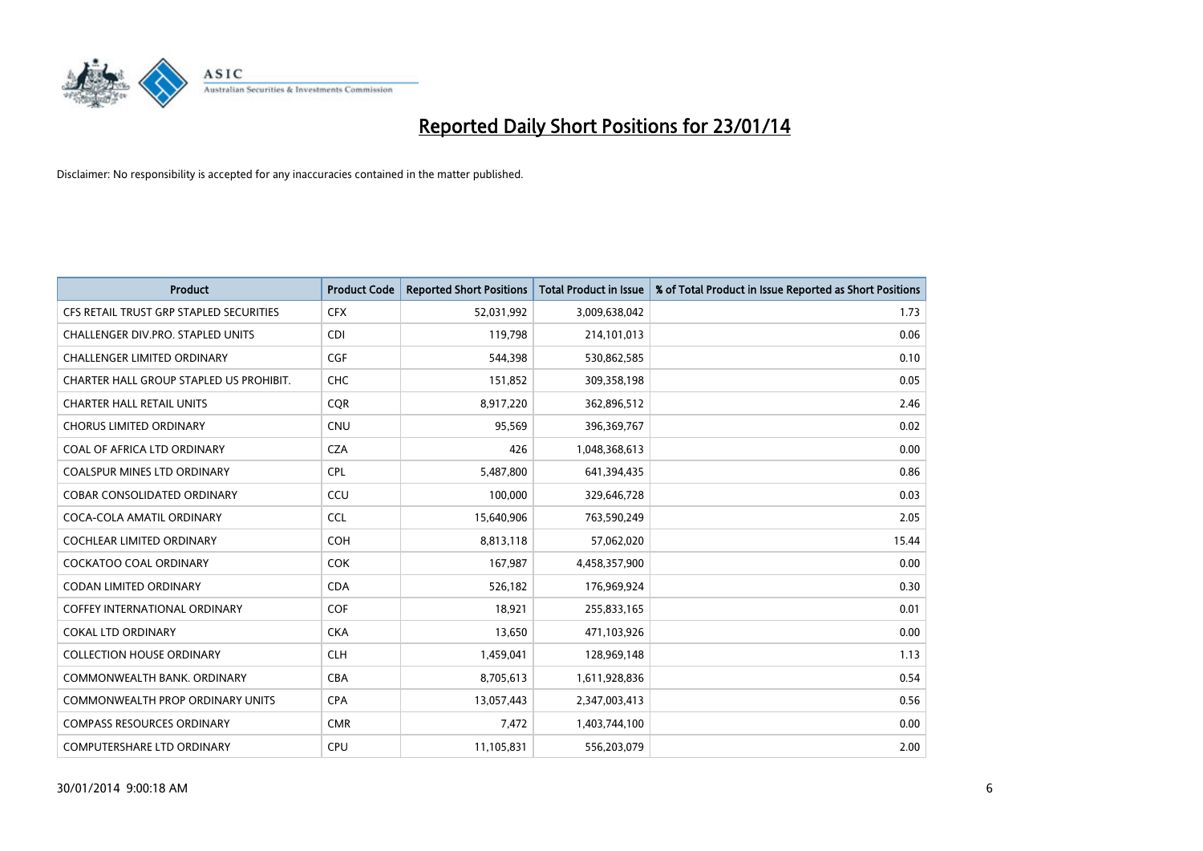# Reported Daily Short Positions for 23/01/14

Disclaimer: No responsibility is accepted for any inaccuracies contained in the matter published.

| Product | Product Code | Reported Short Positions | Total Product in Issue | % of Total Product in Issue Reported as Short Positions |
|---|---|---|---|---|
| CFS RETAIL TRUST GRP STAPLED SECURITIES | CFX | 52,031,992 | 3,009,638,042 | 1.73 |
| CHALLENGER DIV.PRO. STAPLED UNITS | CDI | 119,798 | 214,101,013 | 0.06 |
| CHALLENGER LIMITED ORDINARY | CGF | 544,398 | 530,862,585 | 0.10 |
| CHARTER HALL GROUP STAPLED US PROHIBIT. | CHC | 151,852 | 309,358,198 | 0.05 |
| CHARTER HALL RETAIL UNITS | CQR | 8,917,220 | 362,896,512 | 2.46 |
| CHORUS LIMITED ORDINARY | CNU | 95,569 | 396,369,767 | 0.02 |
| COAL OF AFRICA LTD ORDINARY | CZA | 426 | 1,048,368,613 | 0.00 |
| COALSPUR MINES LTD ORDINARY | CPL | 5,487,800 | 641,394,435 | 0.86 |
| COBAR CONSOLIDATED ORDINARY | CCU | 100,000 | 329,646,728 | 0.03 |
| COCA-COLA AMATIL ORDINARY | CCL | 15,640,906 | 763,590,249 | 2.05 |
| COCHLEAR LIMITED ORDINARY | COH | 8,813,118 | 57,062,020 | 15.44 |
| COCKATOO COAL ORDINARY | COK | 167,987 | 4,458,357,900 | 0.00 |
| CODAN LIMITED ORDINARY | CDA | 526,182 | 176,969,924 | 0.30 |
| COFFEY INTERNATIONAL ORDINARY | COF | 18,921 | 255,833,165 | 0.01 |
| COKAL LTD ORDINARY | CKA | 13,650 | 471,103,926 | 0.00 |
| COLLECTION HOUSE ORDINARY | CLH | 1,459,041 | 128,969,148 | 1.13 |
| COMMONWEALTH BANK. ORDINARY | CBA | 8,705,613 | 1,611,928,836 | 0.54 |
| COMMONWEALTH PROP ORDINARY UNITS | CPA | 13,057,443 | 2,347,003,413 | 0.56 |
| COMPASS RESOURCES ORDINARY | CMR | 7,472 | 1,403,744,100 | 0.00 |
| COMPUTERSHARE LTD ORDINARY | CPU | 11,105,831 | 556,203,079 | 2.00 |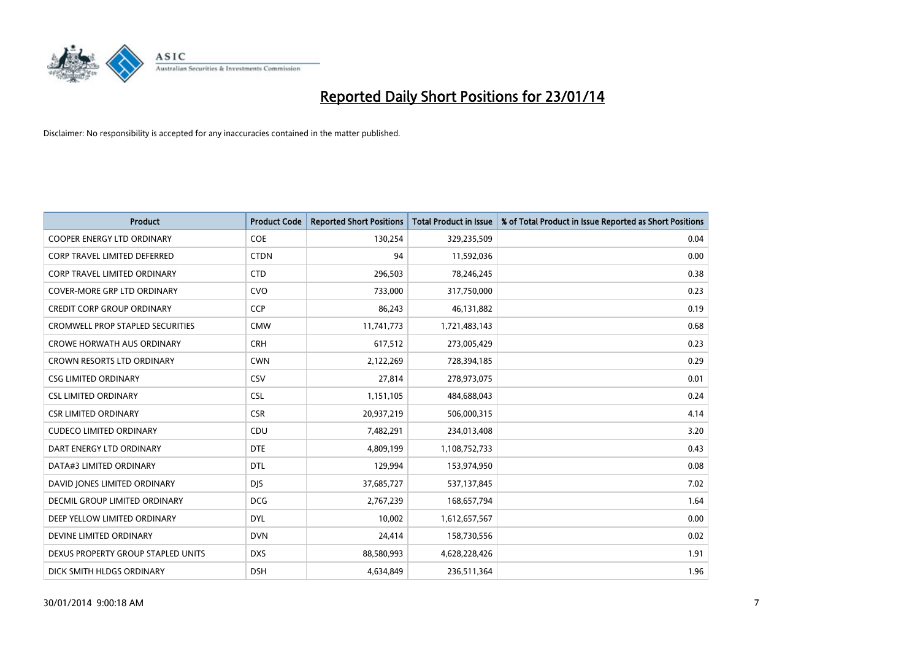# Reported Daily Short Positions for 23/01/14

Disclaimer: No responsibility is accepted for any inaccuracies contained in the matter published.

| Product | Product Code | Reported Short Positions | Total Product in Issue | % of Total Product in Issue Reported as Short Positions |
|---|---|---|---|---|
| COOPER ENERGY LTD ORDINARY | COE | 130,254 | 329,235,509 | 0.04 |
| CORP TRAVEL LIMITED DEFERRED | CTDN | 94 | 11,592,036 | 0.00 |
| CORP TRAVEL LIMITED ORDINARY | CTD | 296,503 | 78,246,245 | 0.38 |
| COVER-MORE GRP LTD ORDINARY | CVO | 733,000 | 317,750,000 | 0.23 |
| CREDIT CORP GROUP ORDINARY | CCP | 86,243 | 46,131,882 | 0.19 |
| CROMWELL PROP STAPLED SECURITIES | CMW | 11,741,773 | 1,721,483,143 | 0.68 |
| CROWE HORWATH AUS ORDINARY | CRH | 617,512 | 273,005,429 | 0.23 |
| CROWN RESORTS LTD ORDINARY | CWN | 2,122,269 | 728,394,185 | 0.29 |
| CSG LIMITED ORDINARY | CSV | 27,814 | 278,973,075 | 0.01 |
| CSL LIMITED ORDINARY | CSL | 1,151,105 | 484,688,043 | 0.24 |
| CSR LIMITED ORDINARY | CSR | 20,937,219 | 506,000,315 | 4.14 |
| CUDECO LIMITED ORDINARY | CDU | 7,482,291 | 234,013,408 | 3.20 |
| DART ENERGY LTD ORDINARY | DTE | 4,809,199 | 1,108,752,733 | 0.43 |
| DATA#3 LIMITED ORDINARY | DTL | 129,994 | 153,974,950 | 0.08 |
| DAVID JONES LIMITED ORDINARY | DJS | 37,685,727 | 537,137,845 | 7.02 |
| DECMIL GROUP LIMITED ORDINARY | DCG | 2,767,239 | 168,657,794 | 1.64 |
| DEEP YELLOW LIMITED ORDINARY | DYL | 10,002 | 1,612,657,567 | 0.00 |
| DEVINE LIMITED ORDINARY | DVN | 24,414 | 158,730,556 | 0.02 |
| DEXUS PROPERTY GROUP STAPLED UNITS | DXS | 88,580,993 | 4,628,228,426 | 1.91 |
| DICK SMITH HLDGS ORDINARY | DSH | 4,634,849 | 236,511,364 | 1.96 |

30/01/2014 9:00:18 AM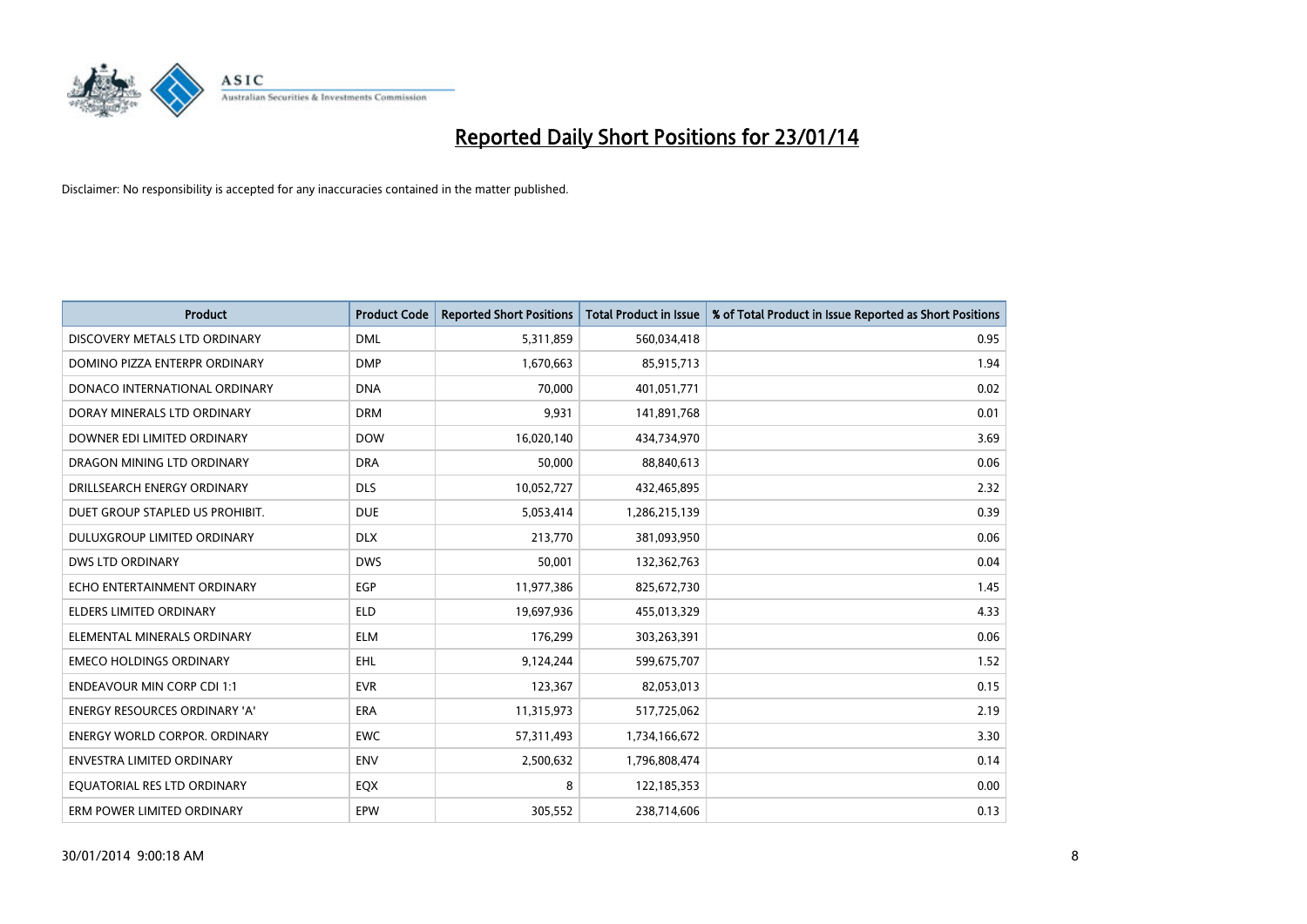# Reported Daily Short Positions for 23/01/14

Disclaimer: No responsibility is accepted for any inaccuracies contained in the matter published.

| Product | Product Code | Reported Short Positions | Total Product in Issue | % of Total Product in Issue Reported as Short Positions |
|---|---|---|---|---|
| DISCOVERY METALS LTD ORDINARY | DML | 5,311,859 | 560,034,418 | 0.95 |
| DOMINO PIZZA ENTERPR ORDINARY | DMP | 1,670,663 | 85,915,713 | 1.94 |
| DONACO INTERNATIONAL ORDINARY | DNA | 70,000 | 401,051,771 | 0.02 |
| DORAY MINERALS LTD ORDINARY | DRM | 9,931 | 141,891,768 | 0.01 |
| DOWNER EDI LIMITED ORDINARY | DOW | 16,020,140 | 434,734,970 | 3.69 |
| DRAGON MINING LTD ORDINARY | DRA | 50,000 | 88,840,613 | 0.06 |
| DRILLSEARCH ENERGY ORDINARY | DLS | 10,052,727 | 432,465,895 | 2.32 |
| DUET GROUP STAPLED US PROHIBIT. | DUE | 5,053,414 | 1,286,215,139 | 0.39 |
| DULUXGROUP LIMITED ORDINARY | DLX | 213,770 | 381,093,950 | 0.06 |
| DWS LTD ORDINARY | DWS | 50,001 | 132,362,763 | 0.04 |
| ECHO ENTERTAINMENT ORDINARY | EGP | 11,977,386 | 825,672,730 | 1.45 |
| ELDERS LIMITED ORDINARY | ELD | 19,697,936 | 455,013,329 | 4.33 |
| ELEMENTAL MINERALS ORDINARY | ELM | 176,299 | 303,263,391 | 0.06 |
| EMECO HOLDINGS ORDINARY | EHL | 9,124,244 | 599,675,707 | 1.52 |
| ENDEAVOUR MIN CORP CDI 1:1 | EVR | 123,367 | 82,053,013 | 0.15 |
| ENERGY RESOURCES ORDINARY 'A' | ERA | 11,315,973 | 517,725,062 | 2.19 |
| ENERGY WORLD CORPOR. ORDINARY | EWC | 57,311,493 | 1,734,166,672 | 3.30 |
| ENVESTRA LIMITED ORDINARY | ENV | 2,500,632 | 1,796,808,474 | 0.14 |
| EQUATORIAL RES LTD ORDINARY | EQX | 8 | 122,185,353 | 0.00 |
| ERM POWER LIMITED ORDINARY | EPW | 305,552 | 238,714,606 | 0.13 |

30/01/2014 9:00:18 AM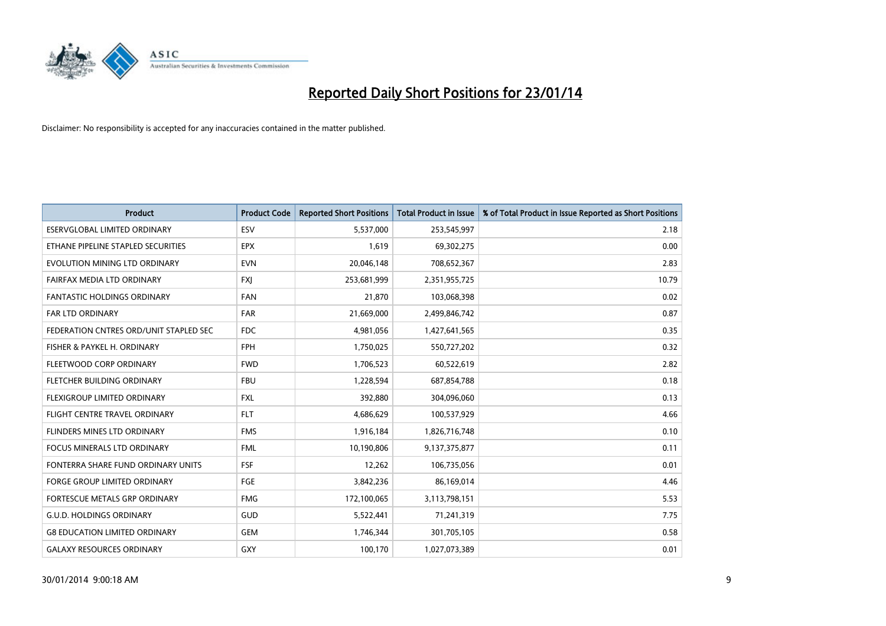# Reported Daily Short Positions for 23/01/14

Disclaimer: No responsibility is accepted for any inaccuracies contained in the matter published.

| Product | Product Code | Reported Short Positions | Total Product in Issue | % of Total Product in Issue Reported as Short Positions |
|---|---|---|---|---|
| ESERVGLOBAL LIMITED ORDINARY | ESV | 5,537,000 | 253,545,997 | 2.18 |
| ETHANE PIPELINE STAPLED SECURITIES | EPX | 1,619 | 69,302,275 | 0.00 |
| EVOLUTION MINING LTD ORDINARY | EVN | 20,046,148 | 708,652,367 | 2.83 |
| FAIRFAX MEDIA LTD ORDINARY | FXJ | 253,681,999 | 2,351,955,725 | 10.79 |
| FANTASTIC HOLDINGS ORDINARY | FAN | 21,870 | 103,068,398 | 0.02 |
| FAR LTD ORDINARY | FAR | 21,669,000 | 2,499,846,742 | 0.87 |
| FEDERATION CNTRES ORD/UNIT STAPLED SEC | FDC | 4,981,056 | 1,427,641,565 | 0.35 |
| FISHER & PAYKEL H. ORDINARY | FPH | 1,750,025 | 550,727,202 | 0.32 |
| FLEETWOOD CORP ORDINARY | FWD | 1,706,523 | 60,522,619 | 2.82 |
| FLETCHER BUILDING ORDINARY | FBU | 1,228,594 | 687,854,788 | 0.18 |
| FLEXIGROUP LIMITED ORDINARY | FXL | 392,880 | 304,096,060 | 0.13 |
| FLIGHT CENTRE TRAVEL ORDINARY | FLT | 4,686,629 | 100,537,929 | 4.66 |
| FLINDERS MINES LTD ORDINARY | FMS | 1,916,184 | 1,826,716,748 | 0.10 |
| FOCUS MINERALS LTD ORDINARY | FML | 10,190,806 | 9,137,375,877 | 0.11 |
| FONTERRA SHARE FUND ORDINARY UNITS | FSF | 12,262 | 106,735,056 | 0.01 |
| FORGE GROUP LIMITED ORDINARY | FGE | 3,842,236 | 86,169,014 | 4.46 |
| FORTESCUE METALS GRP ORDINARY | FMG | 172,100,065 | 3,113,798,151 | 5.53 |
| G.U.D. HOLDINGS ORDINARY | GUD | 5,522,441 | 71,241,319 | 7.75 |
| G8 EDUCATION LIMITED ORDINARY | GEM | 1,746,344 | 301,705,105 | 0.58 |
| GALAXY RESOURCES ORDINARY | GXY | 100,170 | 1,027,073,389 | 0.01 |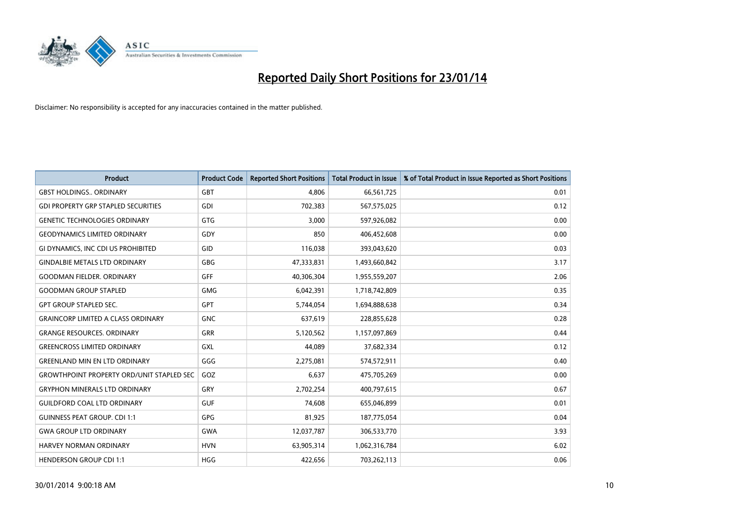# Reported Daily Short Positions for 23/01/14

Disclaimer: No responsibility is accepted for any inaccuracies contained in the matter published.

| Product | Product Code | Reported Short Positions | Total Product in Issue | % of Total Product in Issue Reported as Short Positions |
|---|---|---|---|---|
| GBST HOLDINGS.. ORDINARY | GBT | 4,806 | 66,561,725 | 0.01 |
| GDI PROPERTY GRP STAPLED SECURITIES | GDI | 702,383 | 567,575,025 | 0.12 |
| GENETIC TECHNOLOGIES ORDINARY | GTG | 3,000 | 597,926,082 | 0.00 |
| GEODYNAMICS LIMITED ORDINARY | GDY | 850 | 406,452,608 | 0.00 |
| GI DYNAMICS, INC CDI US PROHIBITED | GID | 116,038 | 393,043,620 | 0.03 |
| GINDALBIE METALS LTD ORDINARY | GBG | 47,333,831 | 1,493,660,842 | 3.17 |
| GOODMAN FIELDER. ORDINARY | GFF | 40,306,304 | 1,955,559,207 | 2.06 |
| GOODMAN GROUP STAPLED | GMG | 6,042,391 | 1,718,742,809 | 0.35 |
| GPT GROUP STAPLED SEC. | GPT | 5,744,054 | 1,694,888,638 | 0.34 |
| GRAINCORP LIMITED A CLASS ORDINARY | GNC | 637,619 | 228,855,628 | 0.28 |
| GRANGE RESOURCES. ORDINARY | GRR | 5,120,562 | 1,157,097,869 | 0.44 |
| GREENCROSS LIMITED ORDINARY | GXL | 44,089 | 37,682,334 | 0.12 |
| GREENLAND MIN EN LTD ORDINARY | GGG | 2,275,081 | 574,572,911 | 0.40 |
| GROWTHPOINT PROPERTY ORD/UNIT STAPLED SEC | GOZ | 6,637 | 475,705,269 | 0.00 |
| GRYPHON MINERALS LTD ORDINARY | GRY | 2,702,254 | 400,797,615 | 0.67 |
| GUILDFORD COAL LTD ORDINARY | GUF | 74,608 | 655,046,899 | 0.01 |
| GUINNESS PEAT GROUP. CDI 1:1 | GPG | 81,925 | 187,775,054 | 0.04 |
| GWA GROUP LTD ORDINARY | GWA | 12,037,787 | 306,533,770 | 3.93 |
| HARVEY NORMAN ORDINARY | HVN | 63,905,314 | 1,062,316,784 | 6.02 |
| HENDERSON GROUP CDI 1:1 | HGG | 422,656 | 703,262,113 | 0.06 |

30/01/2014 9:00:18 AM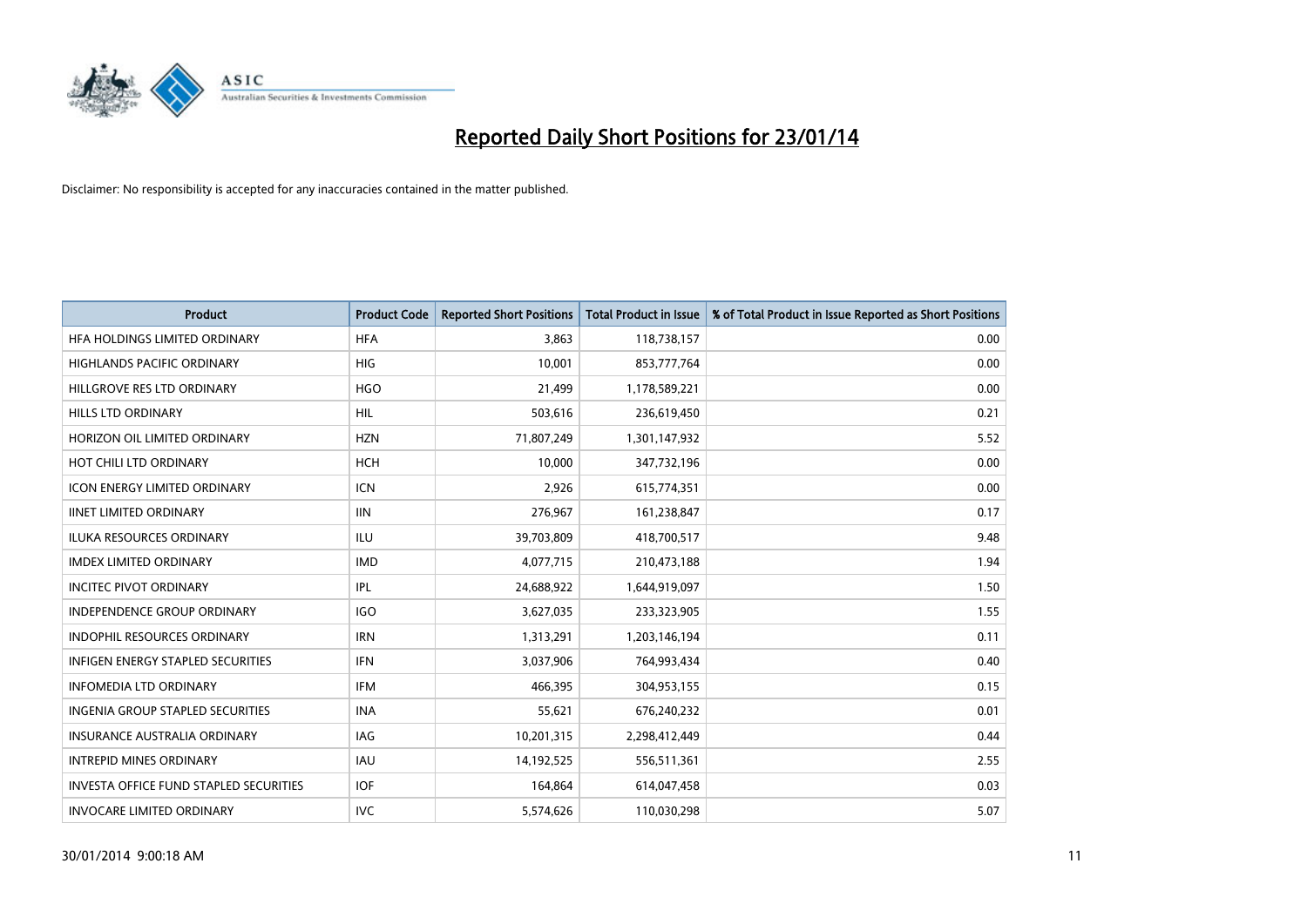# Reported Daily Short Positions for 23/01/14

Disclaimer: No responsibility is accepted for any inaccuracies contained in the matter published.

| Product | Product Code | Reported Short Positions | Total Product in Issue | % of Total Product in Issue Reported as Short Positions |
|---|---|---|---|---|
| HFA HOLDINGS LIMITED ORDINARY | HFA | 3,863 | 118,738,157 | 0.00 |
| HIGHLANDS PACIFIC ORDINARY | HIG | 10,001 | 853,777,764 | 0.00 |
| HILLGROVE RES LTD ORDINARY | HGO | 21,499 | 1,178,589,221 | 0.00 |
| HILLS LTD ORDINARY | HIL | 503,616 | 236,619,450 | 0.21 |
| HORIZON OIL LIMITED ORDINARY | HZN | 71,807,249 | 1,301,147,932 | 5.52 |
| HOT CHILI LTD ORDINARY | HCH | 10,000 | 347,732,196 | 0.00 |
| ICON ENERGY LIMITED ORDINARY | ICN | 2,926 | 615,774,351 | 0.00 |
| IINET LIMITED ORDINARY | IIN | 276,967 | 161,238,847 | 0.17 |
| ILUKA RESOURCES ORDINARY | ILU | 39,703,809 | 418,700,517 | 9.48 |
| IMDEX LIMITED ORDINARY | IMD | 4,077,715 | 210,473,188 | 1.94 |
| INCITEC PIVOT ORDINARY | IPL | 24,688,922 | 1,644,919,097 | 1.50 |
| INDEPENDENCE GROUP ORDINARY | IGO | 3,627,035 | 233,323,905 | 1.55 |
| INDOPHIL RESOURCES ORDINARY | IRN | 1,313,291 | 1,203,146,194 | 0.11 |
| INFIGEN ENERGY STAPLED SECURITIES | IFN | 3,037,906 | 764,993,434 | 0.40 |
| INFOMEDIA LTD ORDINARY | IFM | 466,395 | 304,953,155 | 0.15 |
| INGENIA GROUP STAPLED SECURITIES | INA | 55,621 | 676,240,232 | 0.01 |
| INSURANCE AUSTRALIA ORDINARY | IAG | 10,201,315 | 2,298,412,449 | 0.44 |
| INTREPID MINES ORDINARY | IAU | 14,192,525 | 556,511,361 | 2.55 |
| INVESTA OFFICE FUND STAPLED SECURITIES | IOF | 164,864 | 614,047,458 | 0.03 |
| INVOCARE LIMITED ORDINARY | IVC | 5,574,626 | 110,030,298 | 5.07 |

30/01/2014 9:00:18 AM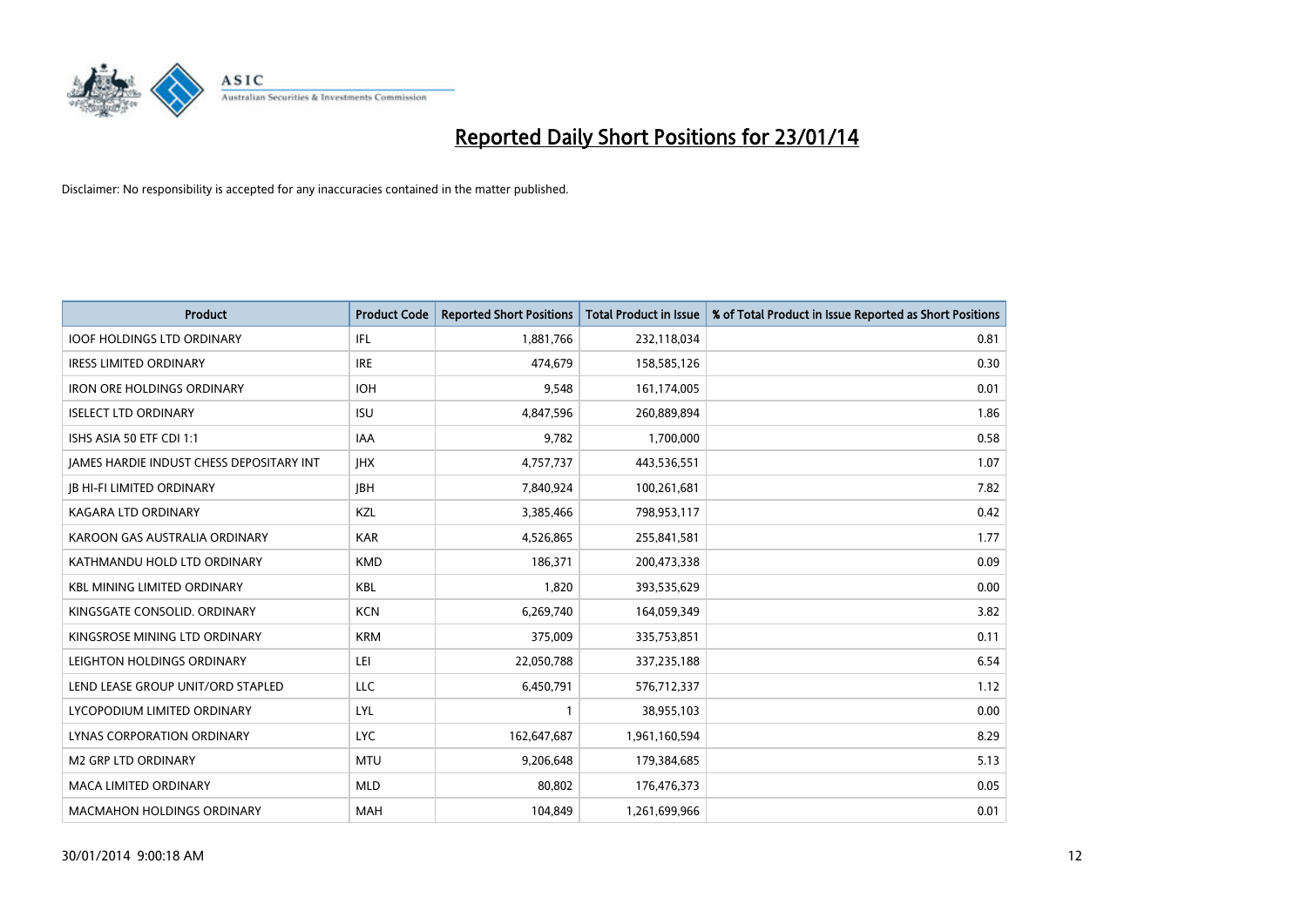# Reported Daily Short Positions for 23/01/14

Disclaimer: No responsibility is accepted for any inaccuracies contained in the matter published.

| Product | Product Code | Reported Short Positions | Total Product in Issue | % of Total Product in Issue Reported as Short Positions |
|---|---|---|---|---|
| IOOF HOLDINGS LTD ORDINARY | IFL | 1,881,766 | 232,118,034 | 0.81 |
| IRESS LIMITED ORDINARY | IRE | 474,679 | 158,585,126 | 0.30 |
| IRON ORE HOLDINGS ORDINARY | IOH | 9,548 | 161,174,005 | 0.01 |
| ISELECT LTD ORDINARY | ISU | 4,847,596 | 260,889,894 | 1.86 |
| ISHS ASIA 50 ETF CDI 1:1 | IAA | 9,782 | 1,700,000 | 0.58 |
| JAMES HARDIE INDUST CHESS DEPOSITARY INT | JHX | 4,757,737 | 443,536,551 | 1.07 |
| JB HI-FI LIMITED ORDINARY | JBH | 7,840,924 | 100,261,681 | 7.82 |
| KAGARA LTD ORDINARY | KZL | 3,385,466 | 798,953,117 | 0.42 |
| KAROON GAS AUSTRALIA ORDINARY | KAR | 4,526,865 | 255,841,581 | 1.77 |
| KATHMANDU HOLD LTD ORDINARY | KMD | 186,371 | 200,473,338 | 0.09 |
| KBL MINING LIMITED ORDINARY | KBL | 1,820 | 393,535,629 | 0.00 |
| KINGSGATE CONSOLID. ORDINARY | KCN | 6,269,740 | 164,059,349 | 3.82 |
| KINGSROSE MINING LTD ORDINARY | KRM | 375,009 | 335,753,851 | 0.11 |
| LEIGHTON HOLDINGS ORDINARY | LEI | 22,050,788 | 337,235,188 | 6.54 |
| LEND LEASE GROUP UNIT/ORD STAPLED | LLC | 6,450,791 | 576,712,337 | 1.12 |
| LYCOPODIUM LIMITED ORDINARY | LYL | 1 | 38,955,103 | 0.00 |
| LYNAS CORPORATION ORDINARY | LYC | 162,647,687 | 1,961,160,594 | 8.29 |
| M2 GRP LTD ORDINARY | MTU | 9,206,648 | 179,384,685 | 5.13 |
| MACA LIMITED ORDINARY | MLD | 80,802 | 176,476,373 | 0.05 |
| MACMAHON HOLDINGS ORDINARY | MAH | 104,849 | 1,261,699,966 | 0.01 |

30/01/2014 9:00:18 AM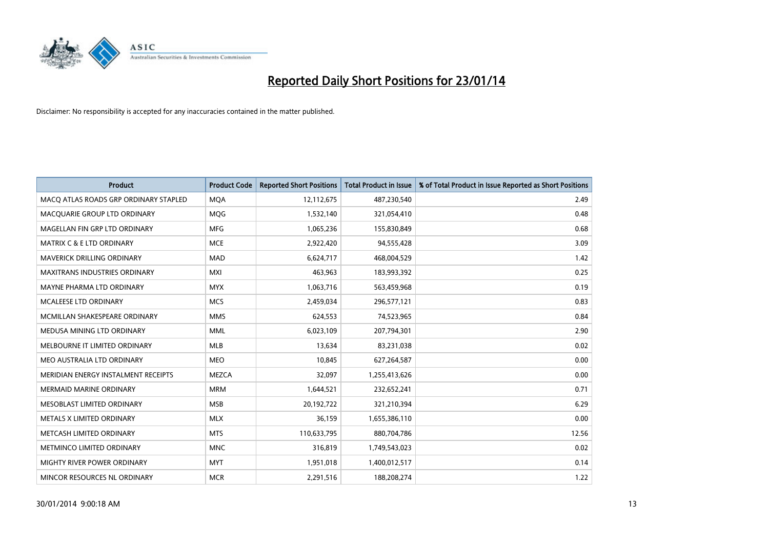# Reported Daily Short Positions for 23/01/14

Disclaimer: No responsibility is accepted for any inaccuracies contained in the matter published.

| Product | Product Code | Reported Short Positions | Total Product in Issue | % of Total Product in Issue Reported as Short Positions |
|---|---|---|---|---|
| MACQ ATLAS ROADS GRP ORDINARY STAPLED | MQA | 12,112,675 | 487,230,540 | 2.49 |
| MACQUARIE GROUP LTD ORDINARY | MQG | 1,532,140 | 321,054,410 | 0.48 |
| MAGELLAN FIN GRP LTD ORDINARY | MFG | 1,065,236 | 155,830,849 | 0.68 |
| MATRIX C & E LTD ORDINARY | MCE | 2,922,420 | 94,555,428 | 3.09 |
| MAVERICK DRILLING ORDINARY | MAD | 6,624,717 | 468,004,529 | 1.42 |
| MAXITRANS INDUSTRIES ORDINARY | MXI | 463,963 | 183,993,392 | 0.25 |
| MAYNE PHARMA LTD ORDINARY | MYX | 1,063,716 | 563,459,968 | 0.19 |
| MCALEESE LTD ORDINARY | MCS | 2,459,034 | 296,577,121 | 0.83 |
| MCMILLAN SHAKESPEARE ORDINARY | MMS | 624,553 | 74,523,965 | 0.84 |
| MEDUSA MINING LTD ORDINARY | MML | 6,023,109 | 207,794,301 | 2.90 |
| MELBOURNE IT LIMITED ORDINARY | MLB | 13,634 | 83,231,038 | 0.02 |
| MEO AUSTRALIA LTD ORDINARY | MEO | 10,845 | 627,264,587 | 0.00 |
| MERIDIAN ENERGY INSTALMENT RECEIPTS | MEZCA | 32,097 | 1,255,413,626 | 0.00 |
| MERMAID MARINE ORDINARY | MRM | 1,644,521 | 232,652,241 | 0.71 |
| MESOBLAST LIMITED ORDINARY | MSB | 20,192,722 | 321,210,394 | 6.29 |
| METALS X LIMITED ORDINARY | MLX | 36,159 | 1,655,386,110 | 0.00 |
| METCASH LIMITED ORDINARY | MTS | 110,633,795 | 880,704,786 | 12.56 |
| METMINCO LIMITED ORDINARY | MNC | 316,819 | 1,749,543,023 | 0.02 |
| MIGHTY RIVER POWER ORDINARY | MYT | 1,951,018 | 1,400,012,517 | 0.14 |
| MINCOR RESOURCES NL ORDINARY | MCR | 2,291,516 | 188,208,274 | 1.22 |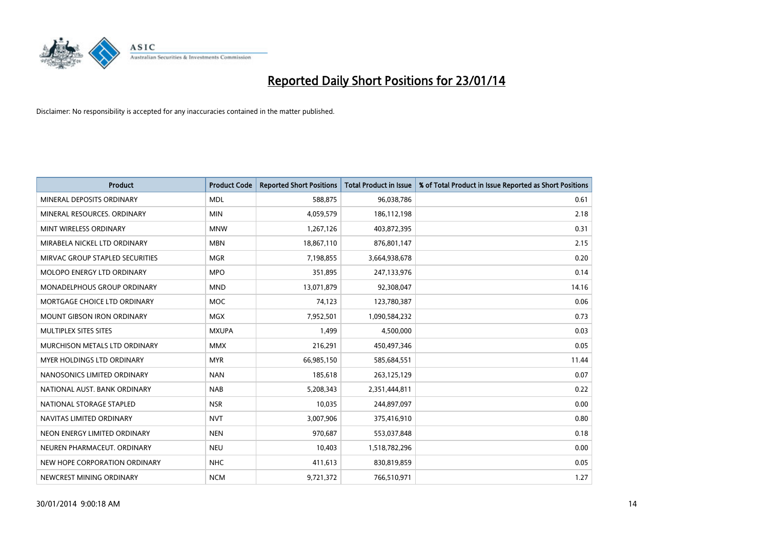# Reported Daily Short Positions for 23/01/14

Disclaimer: No responsibility is accepted for any inaccuracies contained in the matter published.

| Product | Product Code | Reported Short Positions | Total Product in Issue | % of Total Product in Issue Reported as Short Positions |
|---|---|---|---|---|
| MINERAL DEPOSITS ORDINARY | MDL | 588,875 | 96,038,786 | 0.61 |
| MINERAL RESOURCES. ORDINARY | MIN | 4,059,579 | 186,112,198 | 2.18 |
| MINT WIRELESS ORDINARY | MNW | 1,267,126 | 403,872,395 | 0.31 |
| MIRABELA NICKEL LTD ORDINARY | MBN | 18,867,110 | 876,801,147 | 2.15 |
| MIRVAC GROUP STAPLED SECURITIES | MGR | 7,198,855 | 3,664,938,678 | 0.20 |
| MOLOPO ENERGY LTD ORDINARY | MPO | 351,895 | 247,133,976 | 0.14 |
| MONADELPHOUS GROUP ORDINARY | MND | 13,071,879 | 92,308,047 | 14.16 |
| MORTGAGE CHOICE LTD ORDINARY | MOC | 74,123 | 123,780,387 | 0.06 |
| MOUNT GIBSON IRON ORDINARY | MGX | 7,952,501 | 1,090,584,232 | 0.73 |
| MULTIPLEX SITES SITES | MXUPA | 1,499 | 4,500,000 | 0.03 |
| MURCHISON METALS LTD ORDINARY | MMX | 216,291 | 450,497,346 | 0.05 |
| MYER HOLDINGS LTD ORDINARY | MYR | 66,985,150 | 585,684,551 | 11.44 |
| NANOSONICS LIMITED ORDINARY | NAN | 185,618 | 263,125,129 | 0.07 |
| NATIONAL AUST. BANK ORDINARY | NAB | 5,208,343 | 2,351,444,811 | 0.22 |
| NATIONAL STORAGE STAPLED | NSR | 10,035 | 244,897,097 | 0.00 |
| NAVITAS LIMITED ORDINARY | NVT | 3,007,906 | 375,416,910 | 0.80 |
| NEON ENERGY LIMITED ORDINARY | NEN | 970,687 | 553,037,848 | 0.18 |
| NEUREN PHARMACEUT. ORDINARY | NEU | 10,403 | 1,518,782,296 | 0.00 |
| NEW HOPE CORPORATION ORDINARY | NHC | 411,613 | 830,819,859 | 0.05 |
| NEWCREST MINING ORDINARY | NCM | 9,721,372 | 766,510,971 | 1.27 |

30/01/2014 9:00:18 AM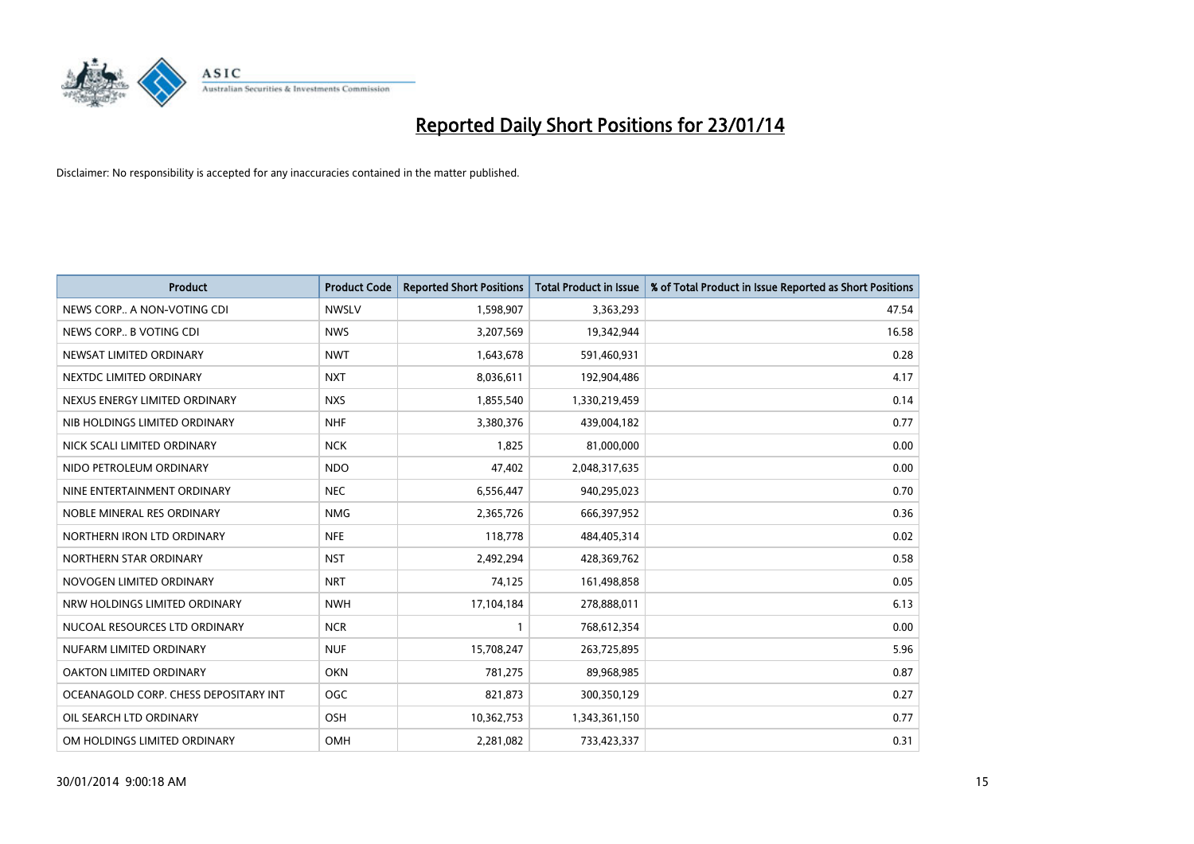# Reported Daily Short Positions for 23/01/14

Disclaimer: No responsibility is accepted for any inaccuracies contained in the matter published.

| Product | Product Code | Reported Short Positions | Total Product in Issue | % of Total Product in Issue Reported as Short Positions |
|---|---|---|---|---|
| NEWS CORP.. A NON-VOTING CDI | NWSLV | 1,598,907 | 3,363,293 | 47.54 |
| NEWS CORP.. B VOTING CDI | NWS | 3,207,569 | 19,342,944 | 16.58 |
| NEWSAT LIMITED ORDINARY | NWT | 1,643,678 | 591,460,931 | 0.28 |
| NEXTDC LIMITED ORDINARY | NXT | 8,036,611 | 192,904,486 | 4.17 |
| NEXUS ENERGY LIMITED ORDINARY | NXS | 1,855,540 | 1,330,219,459 | 0.14 |
| NIB HOLDINGS LIMITED ORDINARY | NHF | 3,380,376 | 439,004,182 | 0.77 |
| NICK SCALI LIMITED ORDINARY | NCK | 1,825 | 81,000,000 | 0.00 |
| NIDO PETROLEUM ORDINARY | NDO | 47,402 | 2,048,317,635 | 0.00 |
| NINE ENTERTAINMENT ORDINARY | NEC | 6,556,447 | 940,295,023 | 0.70 |
| NOBLE MINERAL RES ORDINARY | NMG | 2,365,726 | 666,397,952 | 0.36 |
| NORTHERN IRON LTD ORDINARY | NFE | 118,778 | 484,405,314 | 0.02 |
| NORTHERN STAR ORDINARY | NST | 2,492,294 | 428,369,762 | 0.58 |
| NOVOGEN LIMITED ORDINARY | NRT | 74,125 | 161,498,858 | 0.05 |
| NRW HOLDINGS LIMITED ORDINARY | NWH | 17,104,184 | 278,888,011 | 6.13 |
| NUCOAL RESOURCES LTD ORDINARY | NCR | 1 | 768,612,354 | 0.00 |
| NUFARM LIMITED ORDINARY | NUF | 15,708,247 | 263,725,895 | 5.96 |
| OAKTON LIMITED ORDINARY | OKN | 781,275 | 89,968,985 | 0.87 |
| OCEANAGOLD CORP. CHESS DEPOSITARY INT | OGC | 821,873 | 300,350,129 | 0.27 |
| OIL SEARCH LTD ORDINARY | OSH | 10,362,753 | 1,343,361,150 | 0.77 |
| OM HOLDINGS LIMITED ORDINARY | OMH | 2,281,082 | 733,423,337 | 0.31 |

30/01/2014 9:00:18 AM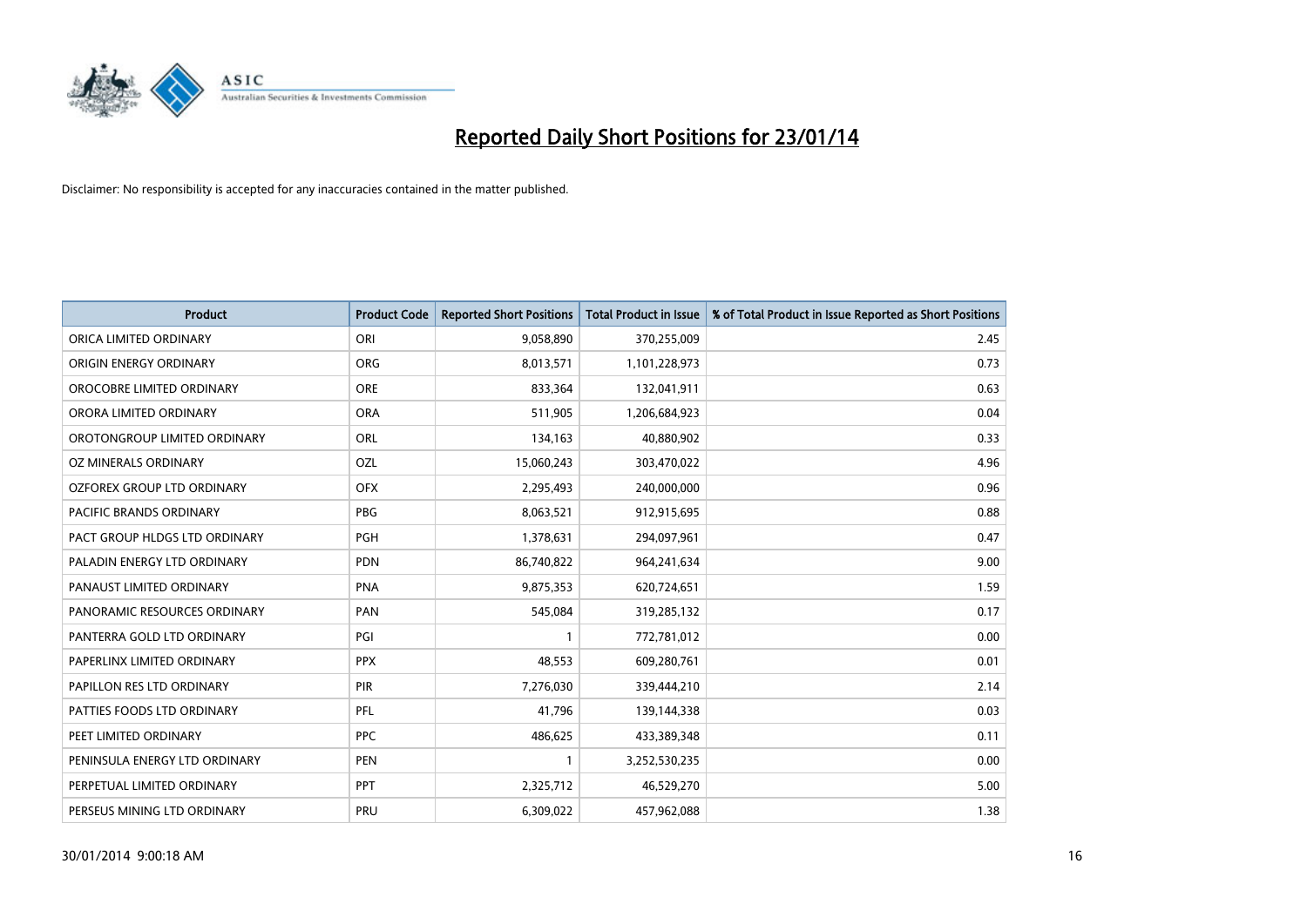# Reported Daily Short Positions for 23/01/14

Disclaimer: No responsibility is accepted for any inaccuracies contained in the matter published.

| Product | Product Code | Reported Short Positions | Total Product in Issue | % of Total Product in Issue Reported as Short Positions |
|---|---|---|---|---|
| ORICA LIMITED ORDINARY | ORI | 9,058,890 | 370,255,009 | 2.45 |
| ORIGIN ENERGY ORDINARY | ORG | 8,013,571 | 1,101,228,973 | 0.73 |
| OROCOBRE LIMITED ORDINARY | ORE | 833,364 | 132,041,911 | 0.63 |
| ORORA LIMITED ORDINARY | ORA | 511,905 | 1,206,684,923 | 0.04 |
| OROTONGROUP LIMITED ORDINARY | ORL | 134,163 | 40,880,902 | 0.33 |
| OZ MINERALS ORDINARY | OZL | 15,060,243 | 303,470,022 | 4.96 |
| OZFOREX GROUP LTD ORDINARY | OFX | 2,295,493 | 240,000,000 | 0.96 |
| PACIFIC BRANDS ORDINARY | PBG | 8,063,521 | 912,915,695 | 0.88 |
| PACT GROUP HLDGS LTD ORDINARY | PGH | 1,378,631 | 294,097,961 | 0.47 |
| PALADIN ENERGY LTD ORDINARY | PDN | 86,740,822 | 964,241,634 | 9.00 |
| PANAUST LIMITED ORDINARY | PNA | 9,875,353 | 620,724,651 | 1.59 |
| PANORAMIC RESOURCES ORDINARY | PAN | 545,084 | 319,285,132 | 0.17 |
| PANTERRA GOLD LTD ORDINARY | PGI | 1 | 772,781,012 | 0.00 |
| PAPERLINX LIMITED ORDINARY | PPX | 48,553 | 609,280,761 | 0.01 |
| PAPILLON RES LTD ORDINARY | PIR | 7,276,030 | 339,444,210 | 2.14 |
| PATTIES FOODS LTD ORDINARY | PFL | 41,796 | 139,144,338 | 0.03 |
| PEET LIMITED ORDINARY | PPC | 486,625 | 433,389,348 | 0.11 |
| PENINSULA ENERGY LTD ORDINARY | PEN | 1 | 3,252,530,235 | 0.00 |
| PERPETUAL LIMITED ORDINARY | PPT | 2,325,712 | 46,529,270 | 5.00 |
| PERSEUS MINING LTD ORDINARY | PRU | 6,309,022 | 457,962,088 | 1.38 |

30/01/2014 9:00:18 AM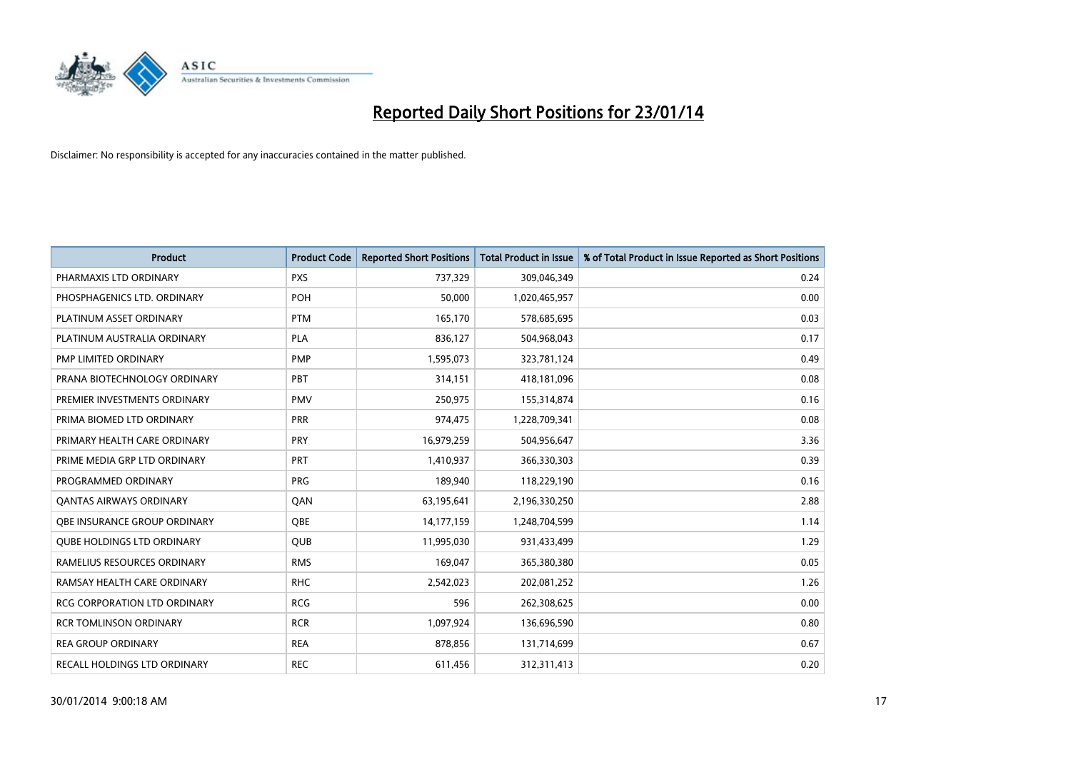# Reported Daily Short Positions for 23/01/14

Disclaimer: No responsibility is accepted for any inaccuracies contained in the matter published.

| Product | Product Code | Reported Short Positions | Total Product in Issue | % of Total Product in Issue Reported as Short Positions |
|---|---|---|---|---|
| PHARMAXIS LTD ORDINARY | PXS | 737,329 | 309,046,349 | 0.24 |
| PHOSPHAGENICS LTD. ORDINARY | POH | 50,000 | 1,020,465,957 | 0.00 |
| PLATINUM ASSET ORDINARY | PTM | 165,170 | 578,685,695 | 0.03 |
| PLATINUM AUSTRALIA ORDINARY | PLA | 836,127 | 504,968,043 | 0.17 |
| PMP LIMITED ORDINARY | PMP | 1,595,073 | 323,781,124 | 0.49 |
| PRANA BIOTECHNOLOGY ORDINARY | PBT | 314,151 | 418,181,096 | 0.08 |
| PREMIER INVESTMENTS ORDINARY | PMV | 250,975 | 155,314,874 | 0.16 |
| PRIMA BIOMED LTD ORDINARY | PRR | 974,475 | 1,228,709,341 | 0.08 |
| PRIMARY HEALTH CARE ORDINARY | PRY | 16,979,259 | 504,956,647 | 3.36 |
| PRIME MEDIA GRP LTD ORDINARY | PRT | 1,410,937 | 366,330,303 | 0.39 |
| PROGRAMMED ORDINARY | PRG | 189,940 | 118,229,190 | 0.16 |
| QANTAS AIRWAYS ORDINARY | QAN | 63,195,641 | 2,196,330,250 | 2.88 |
| QBE INSURANCE GROUP ORDINARY | QBE | 14,177,159 | 1,248,704,599 | 1.14 |
| QUBE HOLDINGS LTD ORDINARY | QUB | 11,995,030 | 931,433,499 | 1.29 |
| RAMELIUS RESOURCES ORDINARY | RMS | 169,047 | 365,380,380 | 0.05 |
| RAMSAY HEALTH CARE ORDINARY | RHC | 2,542,023 | 202,081,252 | 1.26 |
| RCG CORPORATION LTD ORDINARY | RCG | 596 | 262,308,625 | 0.00 |
| RCR TOMLINSON ORDINARY | RCR | 1,097,924 | 136,696,590 | 0.80 |
| REA GROUP ORDINARY | REA | 878,856 | 131,714,699 | 0.67 |
| RECALL HOLDINGS LTD ORDINARY | REC | 611,456 | 312,311,413 | 0.20 |

30/01/2014 9:00:18 AM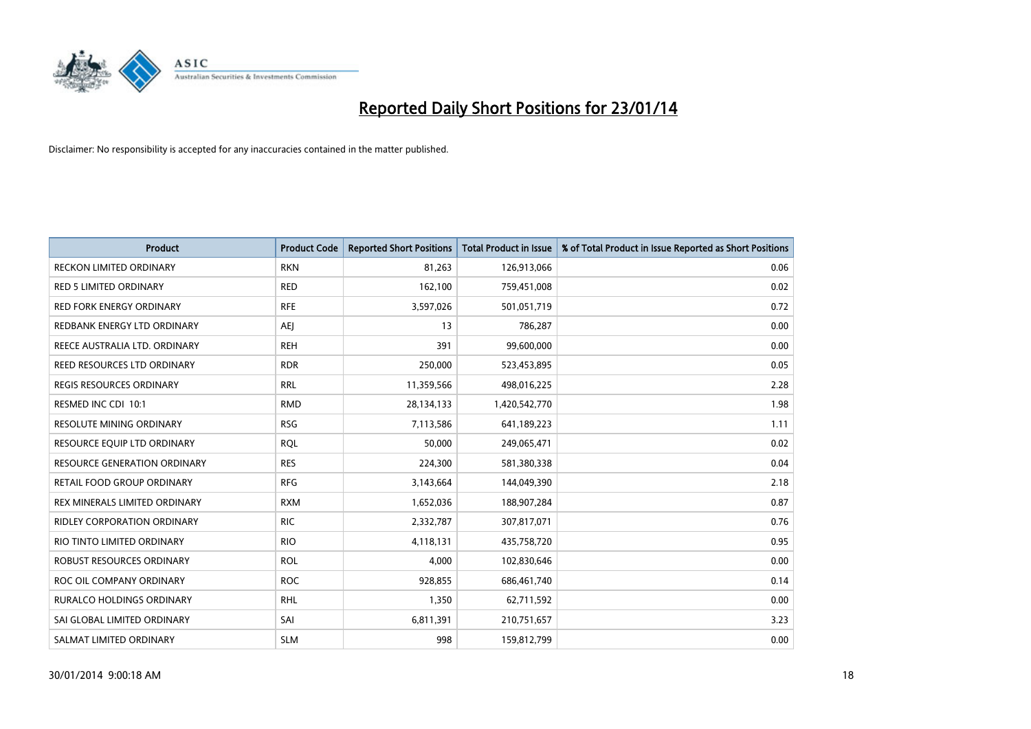# Reported Daily Short Positions for 23/01/14

Disclaimer: No responsibility is accepted for any inaccuracies contained in the matter published.

| Product | Product Code | Reported Short Positions | Total Product in Issue | % of Total Product in Issue Reported as Short Positions |
|---|---|---|---|---|
| RECKON LIMITED ORDINARY | RKN | 81,263 | 126,913,066 | 0.06 |
| RED 5 LIMITED ORDINARY | RED | 162,100 | 759,451,008 | 0.02 |
| RED FORK ENERGY ORDINARY | RFE | 3,597,026 | 501,051,719 | 0.72 |
| REDBANK ENERGY LTD ORDINARY | AEJ | 13 | 786,287 | 0.00 |
| REECE AUSTRALIA LTD. ORDINARY | REH | 391 | 99,600,000 | 0.00 |
| REED RESOURCES LTD ORDINARY | RDR | 250,000 | 523,453,895 | 0.05 |
| REGIS RESOURCES ORDINARY | RRL | 11,359,566 | 498,016,225 | 2.28 |
| RESMED INC CDI 10:1 | RMD | 28,134,133 | 1,420,542,770 | 1.98 |
| RESOLUTE MINING ORDINARY | RSG | 7,113,586 | 641,189,223 | 1.11 |
| RESOURCE EQUIP LTD ORDINARY | RQL | 50,000 | 249,065,471 | 0.02 |
| RESOURCE GENERATION ORDINARY | RES | 224,300 | 581,380,338 | 0.04 |
| RETAIL FOOD GROUP ORDINARY | RFG | 3,143,664 | 144,049,390 | 2.18 |
| REX MINERALS LIMITED ORDINARY | RXM | 1,652,036 | 188,907,284 | 0.87 |
| RIDLEY CORPORATION ORDINARY | RIC | 2,332,787 | 307,817,071 | 0.76 |
| RIO TINTO LIMITED ORDINARY | RIO | 4,118,131 | 435,758,720 | 0.95 |
| ROBUST RESOURCES ORDINARY | ROL | 4,000 | 102,830,646 | 0.00 |
| ROC OIL COMPANY ORDINARY | ROC | 928,855 | 686,461,740 | 0.14 |
| RURALCO HOLDINGS ORDINARY | RHL | 1,350 | 62,711,592 | 0.00 |
| SAI GLOBAL LIMITED ORDINARY | SAI | 6,811,391 | 210,751,657 | 3.23 |
| SALMAT LIMITED ORDINARY | SLM | 998 | 159,812,799 | 0.00 |

30/01/2014 9:00:18 AM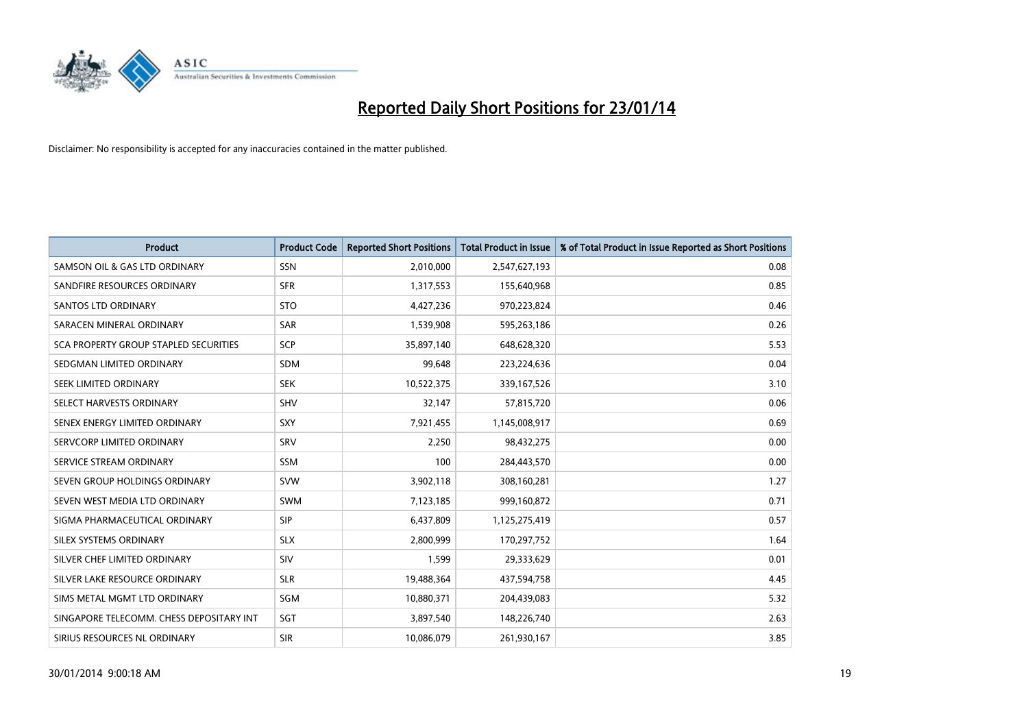# Reported Daily Short Positions for 23/01/14

Disclaimer: No responsibility is accepted for any inaccuracies contained in the matter published.

| Product | Product Code | Reported Short Positions | Total Product in Issue | % of Total Product in Issue Reported as Short Positions |
|---|---|---|---|---|
| SAMSON OIL & GAS LTD ORDINARY | SSN | 2,010,000 | 2,547,627,193 | 0.08 |
| SANDFIRE RESOURCES ORDINARY | SFR | 1,317,553 | 155,640,968 | 0.85 |
| SANTOS LTD ORDINARY | STO | 4,427,236 | 970,223,824 | 0.46 |
| SARACEN MINERAL ORDINARY | SAR | 1,539,908 | 595,263,186 | 0.26 |
| SCA PROPERTY GROUP STAPLED SECURITIES | SCP | 35,897,140 | 648,628,320 | 5.53 |
| SEDGMAN LIMITED ORDINARY | SDM | 99,648 | 223,224,636 | 0.04 |
| SEEK LIMITED ORDINARY | SEK | 10,522,375 | 339,167,526 | 3.10 |
| SELECT HARVESTS ORDINARY | SHV | 32,147 | 57,815,720 | 0.06 |
| SENEX ENERGY LIMITED ORDINARY | SXY | 7,921,455 | 1,145,008,917 | 0.69 |
| SERVCORP LIMITED ORDINARY | SRV | 2,250 | 98,432,275 | 0.00 |
| SERVICE STREAM ORDINARY | SSM | 100 | 284,443,570 | 0.00 |
| SEVEN GROUP HOLDINGS ORDINARY | SVW | 3,902,118 | 308,160,281 | 1.27 |
| SEVEN WEST MEDIA LTD ORDINARY | SWM | 7,123,185 | 999,160,872 | 0.71 |
| SIGMA PHARMACEUTICAL ORDINARY | SIP | 6,437,809 | 1,125,275,419 | 0.57 |
| SILEX SYSTEMS ORDINARY | SLX | 2,800,999 | 170,297,752 | 1.64 |
| SILVER CHEF LIMITED ORDINARY | SIV | 1,599 | 29,333,629 | 0.01 |
| SILVER LAKE RESOURCE ORDINARY | SLR | 19,488,364 | 437,594,758 | 4.45 |
| SIMS METAL MGMT LTD ORDINARY | SGM | 10,880,371 | 204,439,083 | 5.32 |
| SINGAPORE TELECOMM. CHESS DEPOSITARY INT | SGT | 3,897,540 | 148,226,740 | 2.63 |
| SIRIUS RESOURCES NL ORDINARY | SIR | 10,086,079 | 261,930,167 | 3.85 |

30/01/2014 9:00:18 AM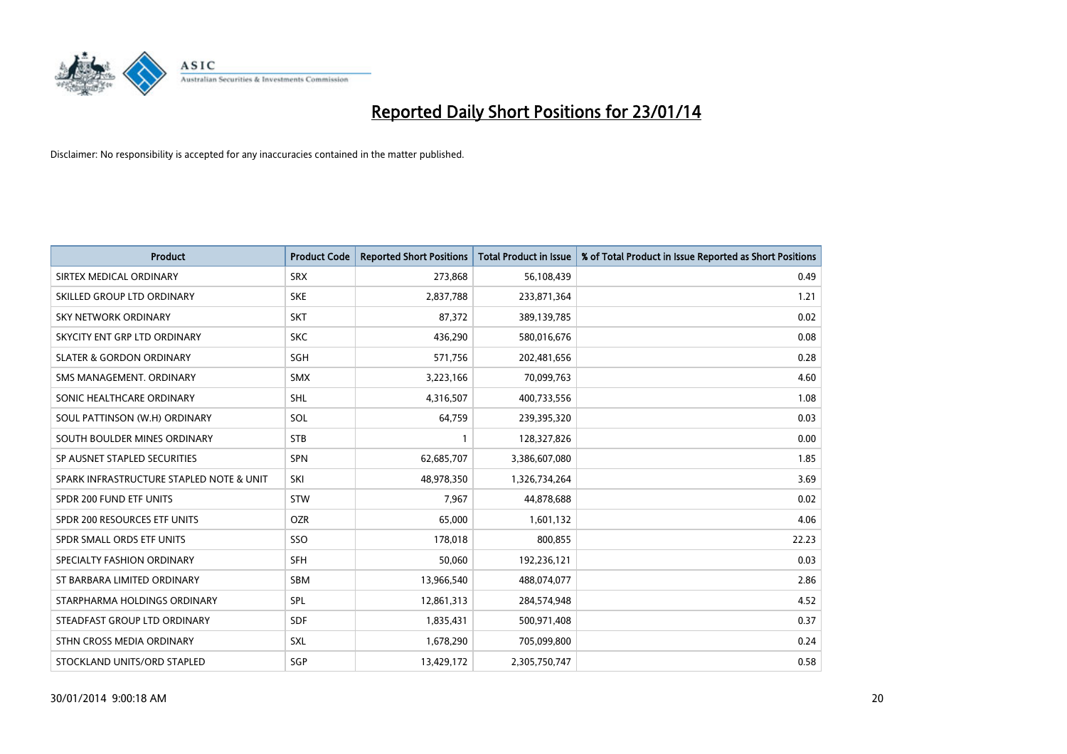# Reported Daily Short Positions for 23/01/14

Disclaimer: No responsibility is accepted for any inaccuracies contained in the matter published.

| Product | Product Code | Reported Short Positions | Total Product in Issue | % of Total Product in Issue Reported as Short Positions |
|---|---|---|---|---|
| SIRTEX MEDICAL ORDINARY | SRX | 273,868 | 56,108,439 | 0.49 |
| SKILLED GROUP LTD ORDINARY | SKE | 2,837,788 | 233,871,364 | 1.21 |
| SKY NETWORK ORDINARY | SKT | 87,372 | 389,139,785 | 0.02 |
| SKYCITY ENT GRP LTD ORDINARY | SKC | 436,290 | 580,016,676 | 0.08 |
| SLATER & GORDON ORDINARY | SGH | 571,756 | 202,481,656 | 0.28 |
| SMS MANAGEMENT. ORDINARY | SMX | 3,223,166 | 70,099,763 | 4.60 |
| SONIC HEALTHCARE ORDINARY | SHL | 4,316,507 | 400,733,556 | 1.08 |
| SOUL PATTINSON (W.H) ORDINARY | SOL | 64,759 | 239,395,320 | 0.03 |
| SOUTH BOULDER MINES ORDINARY | STB | 1 | 128,327,826 | 0.00 |
| SP AUSNET STAPLED SECURITIES | SPN | 62,685,707 | 3,386,607,080 | 1.85 |
| SPARK INFRASTRUCTURE STAPLED NOTE & UNIT | SKI | 48,978,350 | 1,326,734,264 | 3.69 |
| SPDR 200 FUND ETF UNITS | STW | 7,967 | 44,878,688 | 0.02 |
| SPDR 200 RESOURCES ETF UNITS | OZR | 65,000 | 1,601,132 | 4.06 |
| SPDR SMALL ORDS ETF UNITS | SSO | 178,018 | 800,855 | 22.23 |
| SPECIALTY FASHION ORDINARY | SFH | 50,060 | 192,236,121 | 0.03 |
| ST BARBARA LIMITED ORDINARY | SBM | 13,966,540 | 488,074,077 | 2.86 |
| STARPHARMA HOLDINGS ORDINARY | SPL | 12,861,313 | 284,574,948 | 4.52 |
| STEADFAST GROUP LTD ORDINARY | SDF | 1,835,431 | 500,971,408 | 0.37 |
| STHN CROSS MEDIA ORDINARY | SXL | 1,678,290 | 705,099,800 | 0.24 |
| STOCKLAND UNITS/ORD STAPLED | SGP | 13,429,172 | 2,305,750,747 | 0.58 |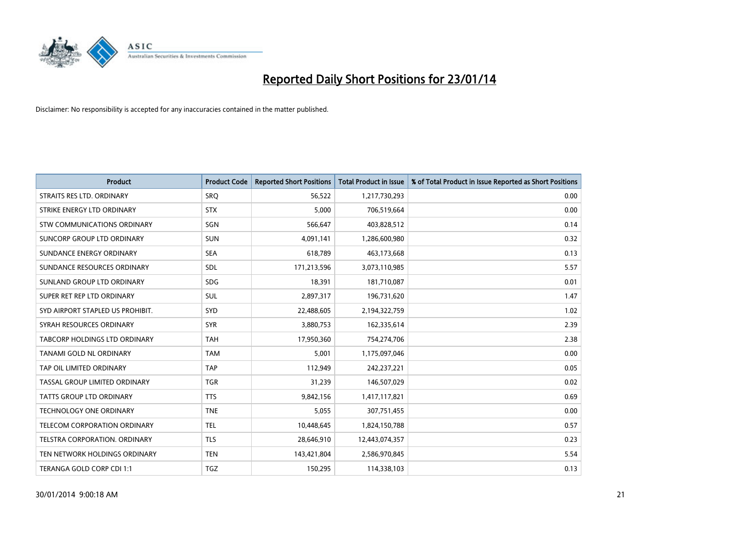# Reported Daily Short Positions for 23/01/14

Disclaimer: No responsibility is accepted for any inaccuracies contained in the matter published.

| Product | Product Code | Reported Short Positions | Total Product in Issue | % of Total Product in Issue Reported as Short Positions |
|---|---|---|---|---|
| STRAITS RES LTD. ORDINARY | SRQ | 56,522 | 1,217,730,293 | 0.00 |
| STRIKE ENERGY LTD ORDINARY | STX | 5,000 | 706,519,664 | 0.00 |
| STW COMMUNICATIONS ORDINARY | SGN | 566,647 | 403,828,512 | 0.14 |
| SUNCORP GROUP LTD ORDINARY | SUN | 4,091,141 | 1,286,600,980 | 0.32 |
| SUNDANCE ENERGY ORDINARY | SEA | 618,789 | 463,173,668 | 0.13 |
| SUNDANCE RESOURCES ORDINARY | SDL | 171,213,596 | 3,073,110,985 | 5.57 |
| SUNLAND GROUP LTD ORDINARY | SDG | 18,391 | 181,710,087 | 0.01 |
| SUPER RET REP LTD ORDINARY | SUL | 2,897,317 | 196,731,620 | 1.47 |
| SYD AIRPORT STAPLED US PROHIBIT. | SYD | 22,488,605 | 2,194,322,759 | 1.02 |
| SYRAH RESOURCES ORDINARY | SYR | 3,880,753 | 162,335,614 | 2.39 |
| TABCORP HOLDINGS LTD ORDINARY | TAH | 17,950,360 | 754,274,706 | 2.38 |
| TANAMI GOLD NL ORDINARY | TAM | 5,001 | 1,175,097,046 | 0.00 |
| TAP OIL LIMITED ORDINARY | TAP | 112,949 | 242,237,221 | 0.05 |
| TASSAL GROUP LIMITED ORDINARY | TGR | 31,239 | 146,507,029 | 0.02 |
| TATTS GROUP LTD ORDINARY | TTS | 9,842,156 | 1,417,117,821 | 0.69 |
| TECHNOLOGY ONE ORDINARY | TNE | 5,055 | 307,751,455 | 0.00 |
| TELECOM CORPORATION ORDINARY | TEL | 10,448,645 | 1,824,150,788 | 0.57 |
| TELSTRA CORPORATION. ORDINARY | TLS | 28,646,910 | 12,443,074,357 | 0.23 |
| TEN NETWORK HOLDINGS ORDINARY | TEN | 143,421,804 | 2,586,970,845 | 5.54 |
| TERANGA GOLD CORP CDI 1:1 | TGZ | 150,295 | 114,338,103 | 0.13 |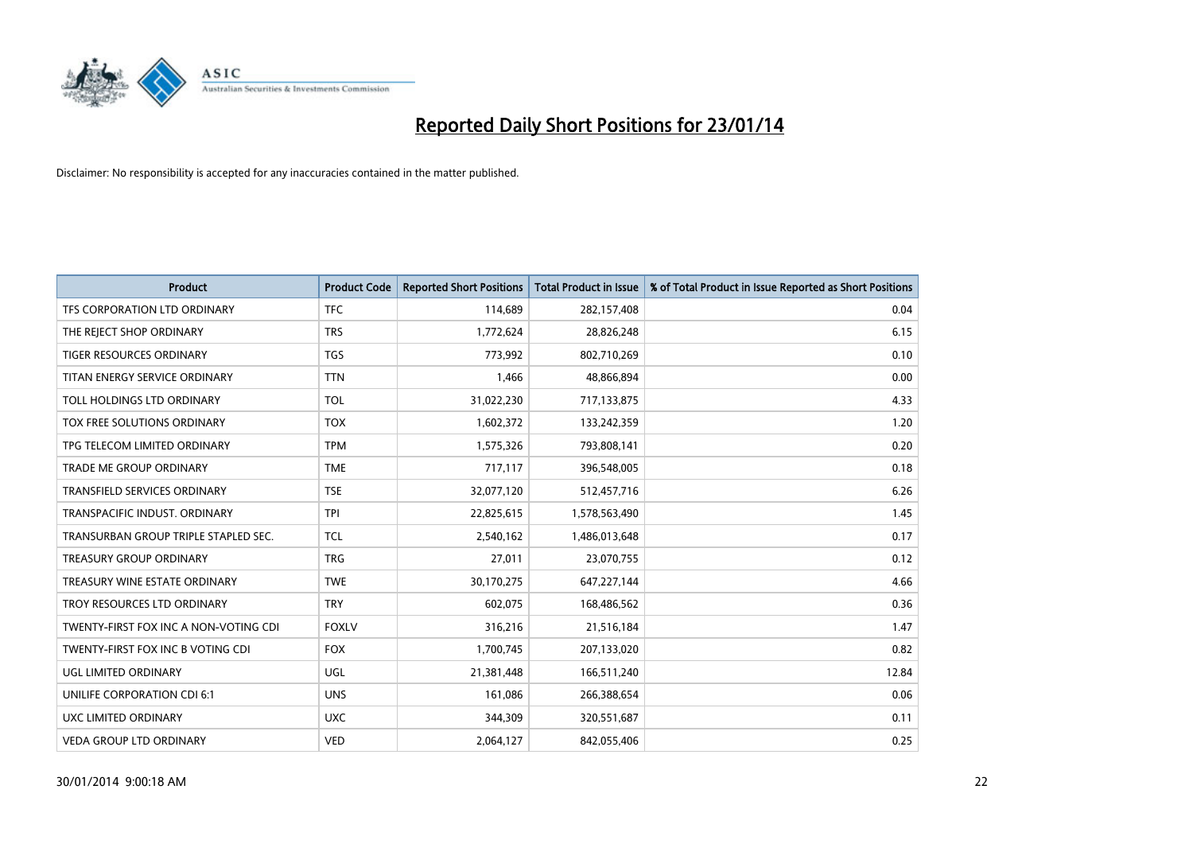# Reported Daily Short Positions for 23/01/14

Disclaimer: No responsibility is accepted for any inaccuracies contained in the matter published.

| Product | Product Code | Reported Short Positions | Total Product in Issue | % of Total Product in Issue Reported as Short Positions |
|---|---|---|---|---|
| TFS CORPORATION LTD ORDINARY | TFC | 114,689 | 282,157,408 | 0.04 |
| THE REJECT SHOP ORDINARY | TRS | 1,772,624 | 28,826,248 | 6.15 |
| TIGER RESOURCES ORDINARY | TGS | 773,992 | 802,710,269 | 0.10 |
| TITAN ENERGY SERVICE ORDINARY | TTN | 1,466 | 48,866,894 | 0.00 |
| TOLL HOLDINGS LTD ORDINARY | TOL | 31,022,230 | 717,133,875 | 4.33 |
| TOX FREE SOLUTIONS ORDINARY | TOX | 1,602,372 | 133,242,359 | 1.20 |
| TPG TELECOM LIMITED ORDINARY | TPM | 1,575,326 | 793,808,141 | 0.20 |
| TRADE ME GROUP ORDINARY | TME | 717,117 | 396,548,005 | 0.18 |
| TRANSFIELD SERVICES ORDINARY | TSE | 32,077,120 | 512,457,716 | 6.26 |
| TRANSPACIFIC INDUST. ORDINARY | TPI | 22,825,615 | 1,578,563,490 | 1.45 |
| TRANSURBAN GROUP TRIPLE STAPLED SEC. | TCL | 2,540,162 | 1,486,013,648 | 0.17 |
| TREASURY GROUP ORDINARY | TRG | 27,011 | 23,070,755 | 0.12 |
| TREASURY WINE ESTATE ORDINARY | TWE | 30,170,275 | 647,227,144 | 4.66 |
| TROY RESOURCES LTD ORDINARY | TRY | 602,075 | 168,486,562 | 0.36 |
| TWENTY-FIRST FOX INC A NON-VOTING CDI | FOXLV | 316,216 | 21,516,184 | 1.47 |
| TWENTY-FIRST FOX INC B VOTING CDI | FOX | 1,700,745 | 207,133,020 | 0.82 |
| UGL LIMITED ORDINARY | UGL | 21,381,448 | 166,511,240 | 12.84 |
| UNILIFE CORPORATION CDI 6:1 | UNS | 161,086 | 266,388,654 | 0.06 |
| UXC LIMITED ORDINARY | UXC | 344,309 | 320,551,687 | 0.11 |
| VEDA GROUP LTD ORDINARY | VED | 2,064,127 | 842,055,406 | 0.25 |

30/01/2014 9:00:18 AM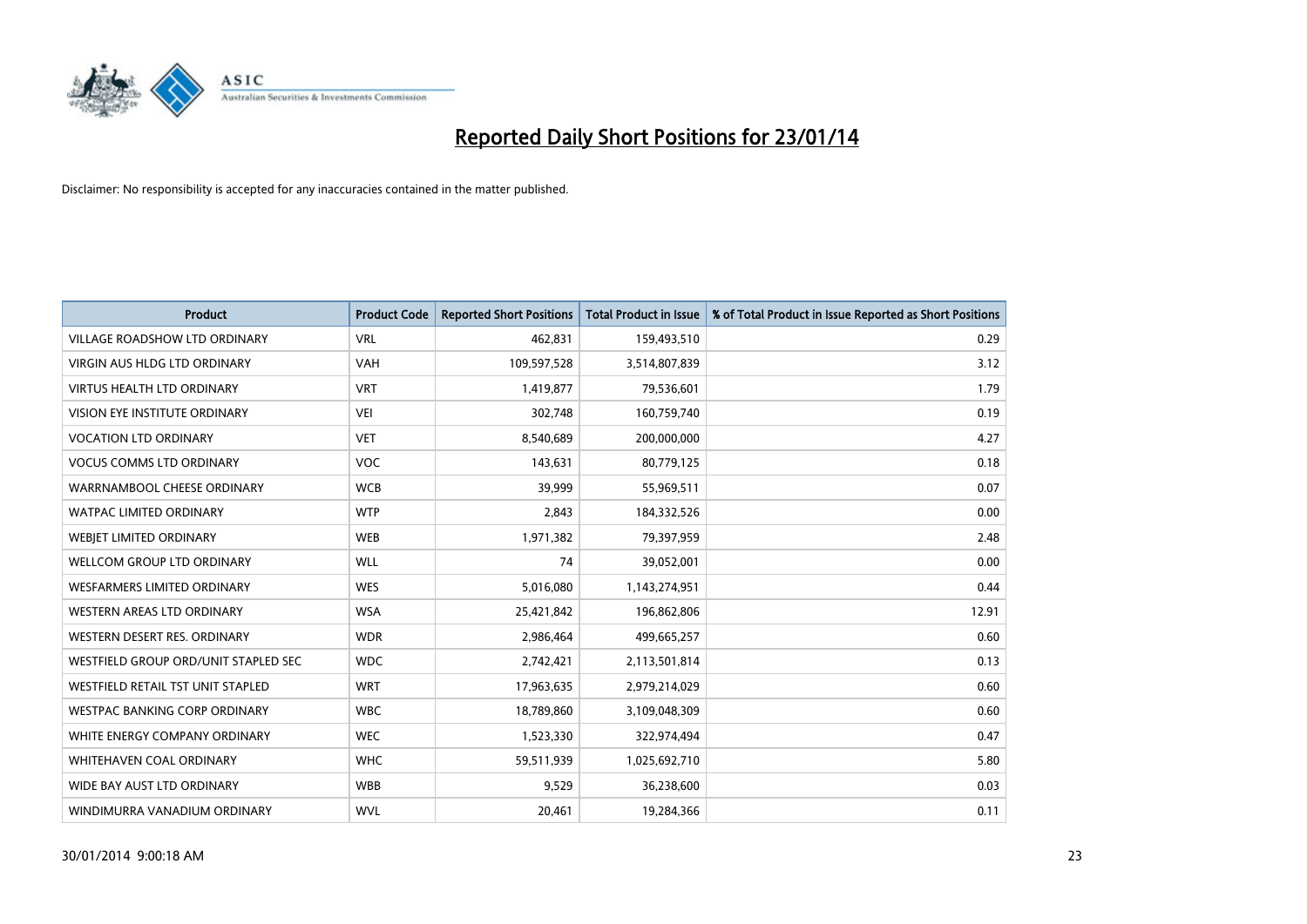# Reported Daily Short Positions for 23/01/14

Disclaimer: No responsibility is accepted for any inaccuracies contained in the matter published.

| Product | Product Code | Reported Short Positions | Total Product in Issue | % of Total Product in Issue Reported as Short Positions |
|---|---|---|---|---|
| VILLAGE ROADSHOW LTD ORDINARY | VRL | 462,831 | 159,493,510 | 0.29 |
| VIRGIN AUS HLDG LTD ORDINARY | VAH | 109,597,528 | 3,514,807,839 | 3.12 |
| VIRTUS HEALTH LTD ORDINARY | VRT | 1,419,877 | 79,536,601 | 1.79 |
| VISION EYE INSTITUTE ORDINARY | VEI | 302,748 | 160,759,740 | 0.19 |
| VOCATION LTD ORDINARY | VET | 8,540,689 | 200,000,000 | 4.27 |
| VOCUS COMMS LTD ORDINARY | VOC | 143,631 | 80,779,125 | 0.18 |
| WARRNAMBOOL CHEESE ORDINARY | WCB | 39,999 | 55,969,511 | 0.07 |
| WATPAC LIMITED ORDINARY | WTP | 2,843 | 184,332,526 | 0.00 |
| WEBJET LIMITED ORDINARY | WEB | 1,971,382 | 79,397,959 | 2.48 |
| WELLCOM GROUP LTD ORDINARY | WLL | 74 | 39,052,001 | 0.00 |
| WESFARMERS LIMITED ORDINARY | WES | 5,016,080 | 1,143,274,951 | 0.44 |
| WESTERN AREAS LTD ORDINARY | WSA | 25,421,842 | 196,862,806 | 12.91 |
| WESTERN DESERT RES. ORDINARY | WDR | 2,986,464 | 499,665,257 | 0.60 |
| WESTFIELD GROUP ORD/UNIT STAPLED SEC | WDC | 2,742,421 | 2,113,501,814 | 0.13 |
| WESTFIELD RETAIL TST UNIT STAPLED | WRT | 17,963,635 | 2,979,214,029 | 0.60 |
| WESTPAC BANKING CORP ORDINARY | WBC | 18,789,860 | 3,109,048,309 | 0.60 |
| WHITE ENERGY COMPANY ORDINARY | WEC | 1,523,330 | 322,974,494 | 0.47 |
| WHITEHAVEN COAL ORDINARY | WHC | 59,511,939 | 1,025,692,710 | 5.80 |
| WIDE BAY AUST LTD ORDINARY | WBB | 9,529 | 36,238,600 | 0.03 |
| WINDIMURRA VANADIUM ORDINARY | WVL | 20,461 | 19,284,366 | 0.11 |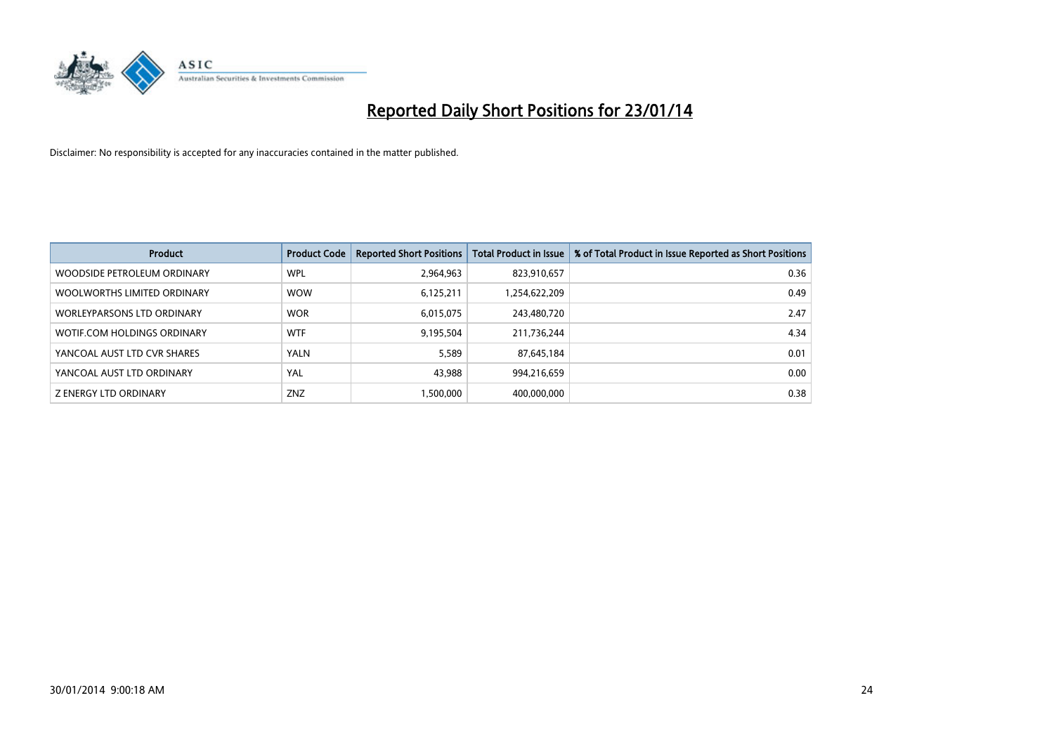# Reported Daily Short Positions for 23/01/14

Disclaimer: No responsibility is accepted for any inaccuracies contained in the matter published.

| Product | Product Code | Reported Short Positions | Total Product in Issue | % of Total Product in Issue Reported as Short Positions |
|---|---|---|---|---|
| WOODSIDE PETROLEUM ORDINARY | WPL | 2,964,963 | 823,910,657 | 0.36 |
| WOOLWORTHS LIMITED ORDINARY | WOW | 6,125,211 | 1,254,622,209 | 0.49 |
| WORLEYPARSONS LTD ORDINARY | WOR | 6,015,075 | 243,480,720 | 2.47 |
| WOTIF.COM HOLDINGS ORDINARY | WTF | 9,195,504 | 211,736,244 | 4.34 |
| YANCOAL AUST LTD CVR SHARES | YALN | 5,589 | 87,645,184 | 0.01 |
| YANCOAL AUST LTD ORDINARY | YAL | 43,988 | 994,216,659 | 0.00 |
| Z ENERGY LTD ORDINARY | ZNZ | 1,500,000 | 400,000,000 | 0.38 |

30/01/2014 9:00:18 AM